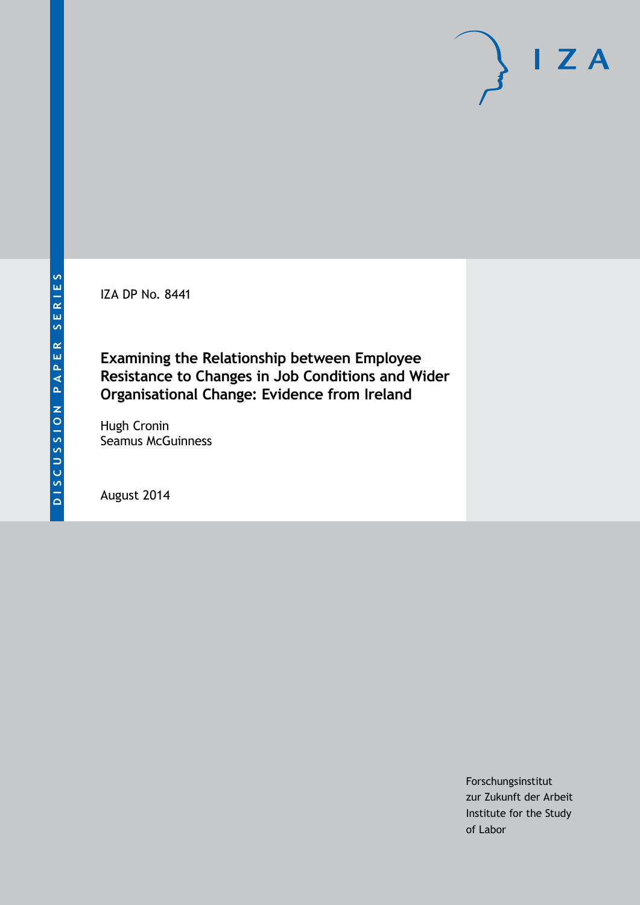IZA DP No. 8441

# Examining the Relationship between Employee Resistance to Changes in Job Conditions and Wider Organisational Change: Evidence from Ireland

Hugh Cronin
Seamus McGuinness

August 2014

Forschungsinstitut
zur Zukunft der Arbeit
Institute for the Study
of Labor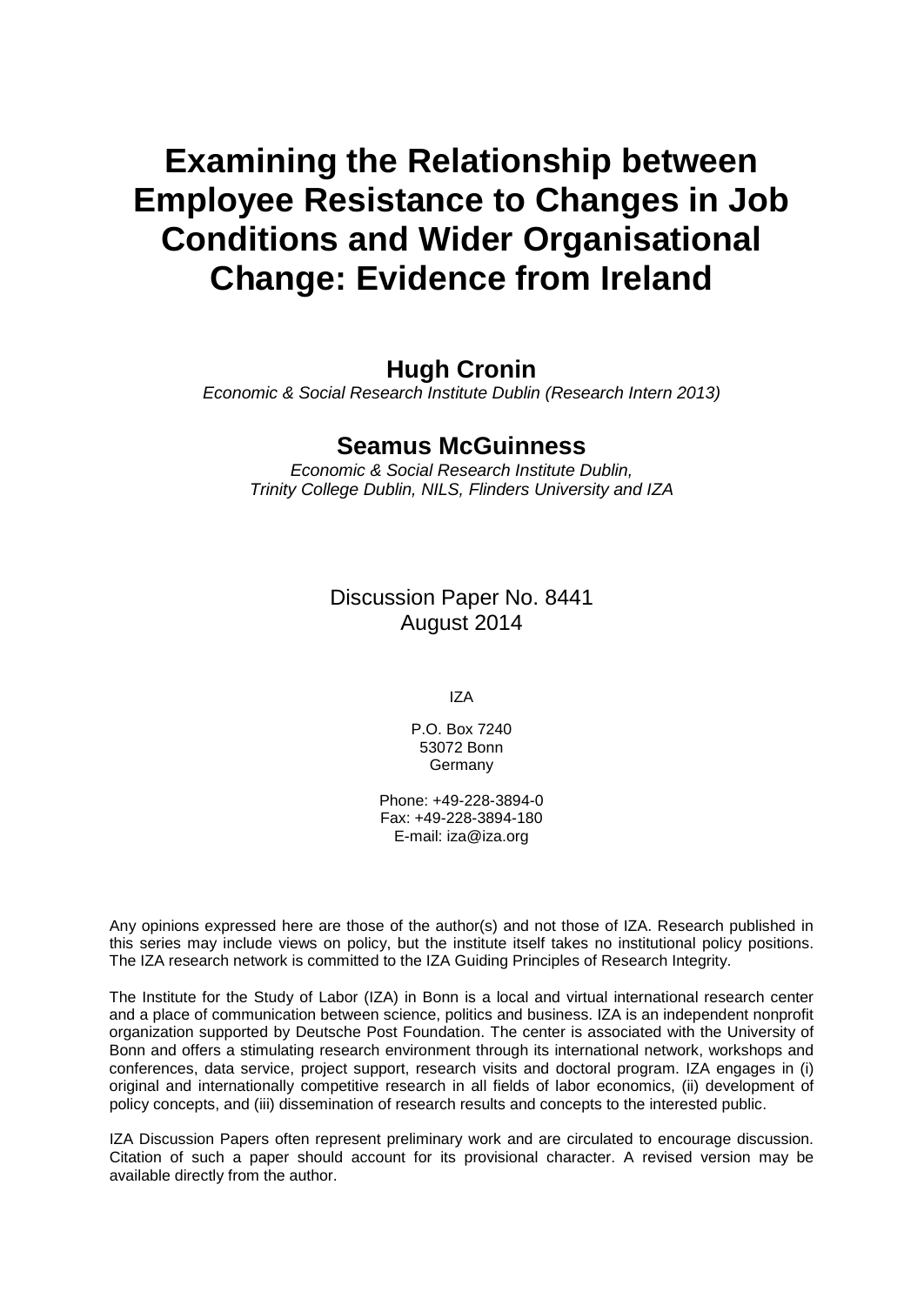# Examining the Relationship between Employee Resistance to Changes in Job Conditions and Wider Organisational Change: Evidence from Ireland

**Hugh Cronin**

*Economic & Social Research Institute Dublin (Research Intern 2013)*

**Seamus McGuinness**

*Economic & Social Research Institute Dublin,*
*Trinity College Dublin, NILS, Flinders University and IZA*

Discussion Paper No. 8441
August 2014

IZA

P.O. Box 7240
53072 Bonn
Germany

Phone: +49-228-3894-0
Fax: +49-228-3894-180
E-mail: iza@iza.org

Any opinions expressed here are those of the author(s) and not those of IZA. Research published in this series may include views on policy, but the institute itself takes no institutional policy positions. The IZA research network is committed to the IZA Guiding Principles of Research Integrity.

The Institute for the Study of Labor (IZA) in Bonn is a local and virtual international research center and a place of communication between science, politics and business. IZA is an independent nonprofit organization supported by Deutsche Post Foundation. The center is associated with the University of Bonn and offers a stimulating research environment through its international network, workshops and conferences, data service, project support, research visits and doctoral program. IZA engages in (i) original and internationally competitive research in all fields of labor economics, (ii) development of policy concepts, and (iii) dissemination of research results and concepts to the interested public.

IZA Discussion Papers often represent preliminary work and are circulated to encourage discussion. Citation of such a paper should account for its provisional character. A revised version may be available directly from the author.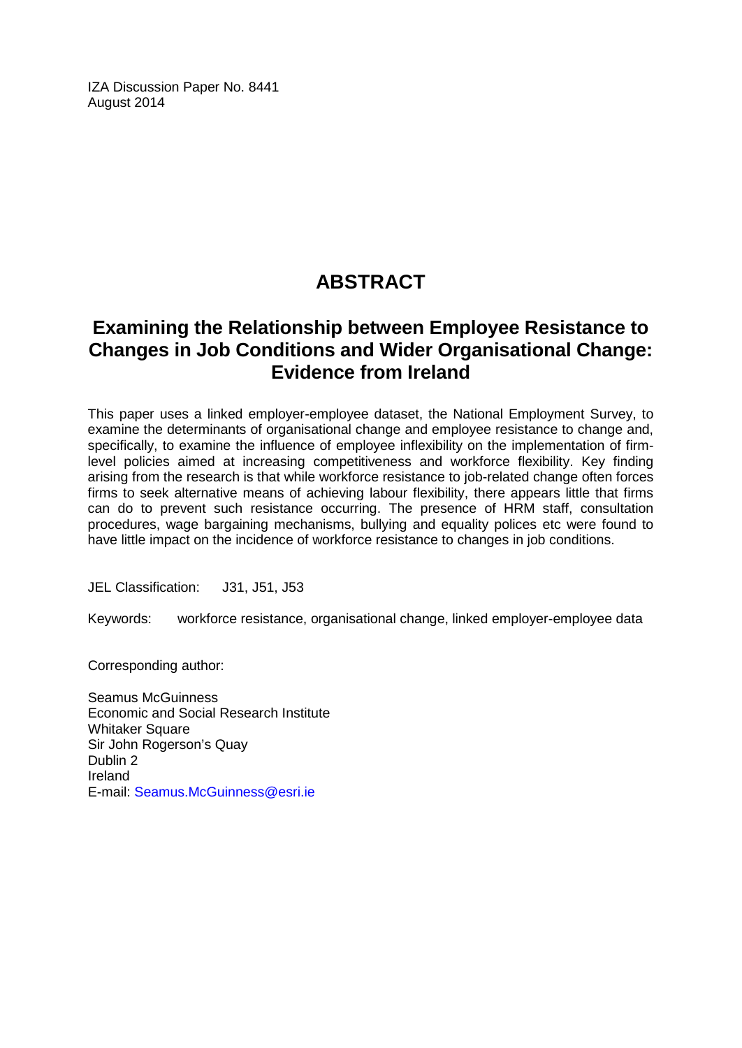IZA Discussion Paper No. 8441
August 2014

# ABSTRACT

## Examining the Relationship between Employee Resistance to Changes in Job Conditions and Wider Organisational Change: Evidence from Ireland

This paper uses a linked employer-employee dataset, the National Employment Survey, to examine the determinants of organisational change and employee resistance to change and, specifically, to examine the influence of employee inflexibility on the implementation of firm-level policies aimed at increasing competitiveness and workforce flexibility. Key finding arising from the research is that while workforce resistance to job-related change often forces firms to seek alternative means of achieving labour flexibility, there appears little that firms can do to prevent such resistance occurring. The presence of HRM staff, consultation procedures, wage bargaining mechanisms, bullying and equality polices etc were found to have little impact on the incidence of workforce resistance to changes in job conditions.

JEL Classification: J31, J51, J53

Keywords: workforce resistance, organisational change, linked employer-employee data

Corresponding author:

Seamus McGuinness
Economic and Social Research Institute
Whitaker Square
Sir John Rogerson's Quay
Dublin 2
Ireland
E-mail: Seamus.McGuinness@esri.ie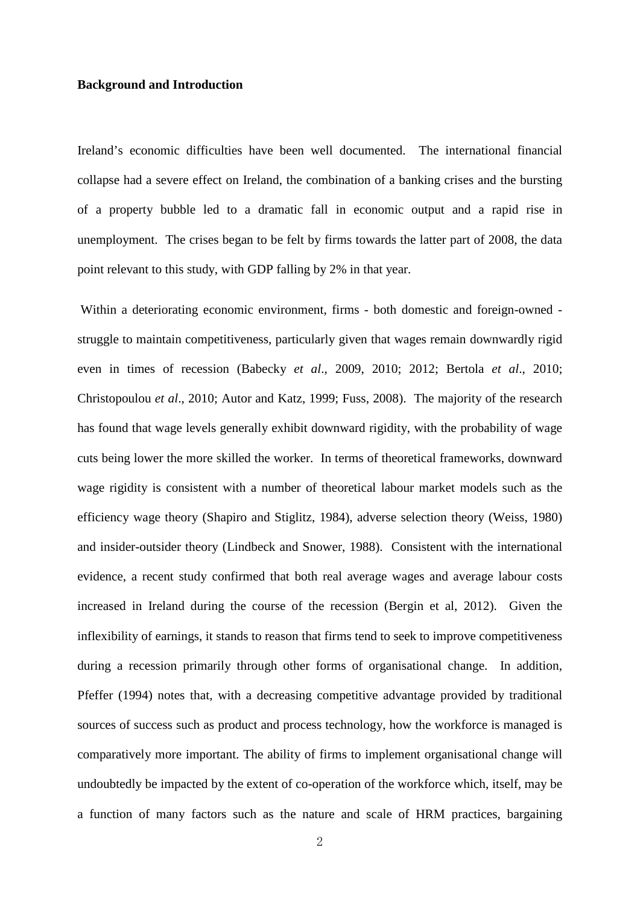**Background and Introduction**

Ireland's economic difficulties have been well documented. The international financial collapse had a severe effect on Ireland, the combination of a banking crises and the bursting of a property bubble led to a dramatic fall in economic output and a rapid rise in unemployment. The crises began to be felt by firms towards the latter part of 2008, the data point relevant to this study, with GDP falling by 2% in that year.

Within a deteriorating economic environment, firms - both domestic and foreign-owned - struggle to maintain competitiveness, particularly given that wages remain downwardly rigid even in times of recession (Babecky *et al*., 2009, 2010; 2012; Bertola *et al*., 2010; Christopoulou *et al*., 2010; Autor and Katz, 1999; Fuss, 2008). The majority of the research has found that wage levels generally exhibit downward rigidity, with the probability of wage cuts being lower the more skilled the worker. In terms of theoretical frameworks, downward wage rigidity is consistent with a number of theoretical labour market models such as the efficiency wage theory (Shapiro and Stiglitz, 1984), adverse selection theory (Weiss, 1980) and insider-outsider theory (Lindbeck and Snower, 1988). Consistent with the international evidence, a recent study confirmed that both real average wages and average labour costs increased in Ireland during the course of the recession (Bergin et al, 2012). Given the inflexibility of earnings, it stands to reason that firms tend to seek to improve competitiveness during a recession primarily through other forms of organisational change. In addition, Pfeffer (1994) notes that, with a decreasing competitive advantage provided by traditional sources of success such as product and process technology, how the workforce is managed is comparatively more important. The ability of firms to implement organisational change will undoubtedly be impacted by the extent of co-operation of the workforce which, itself, may be a function of many factors such as the nature and scale of HRM practices, bargaining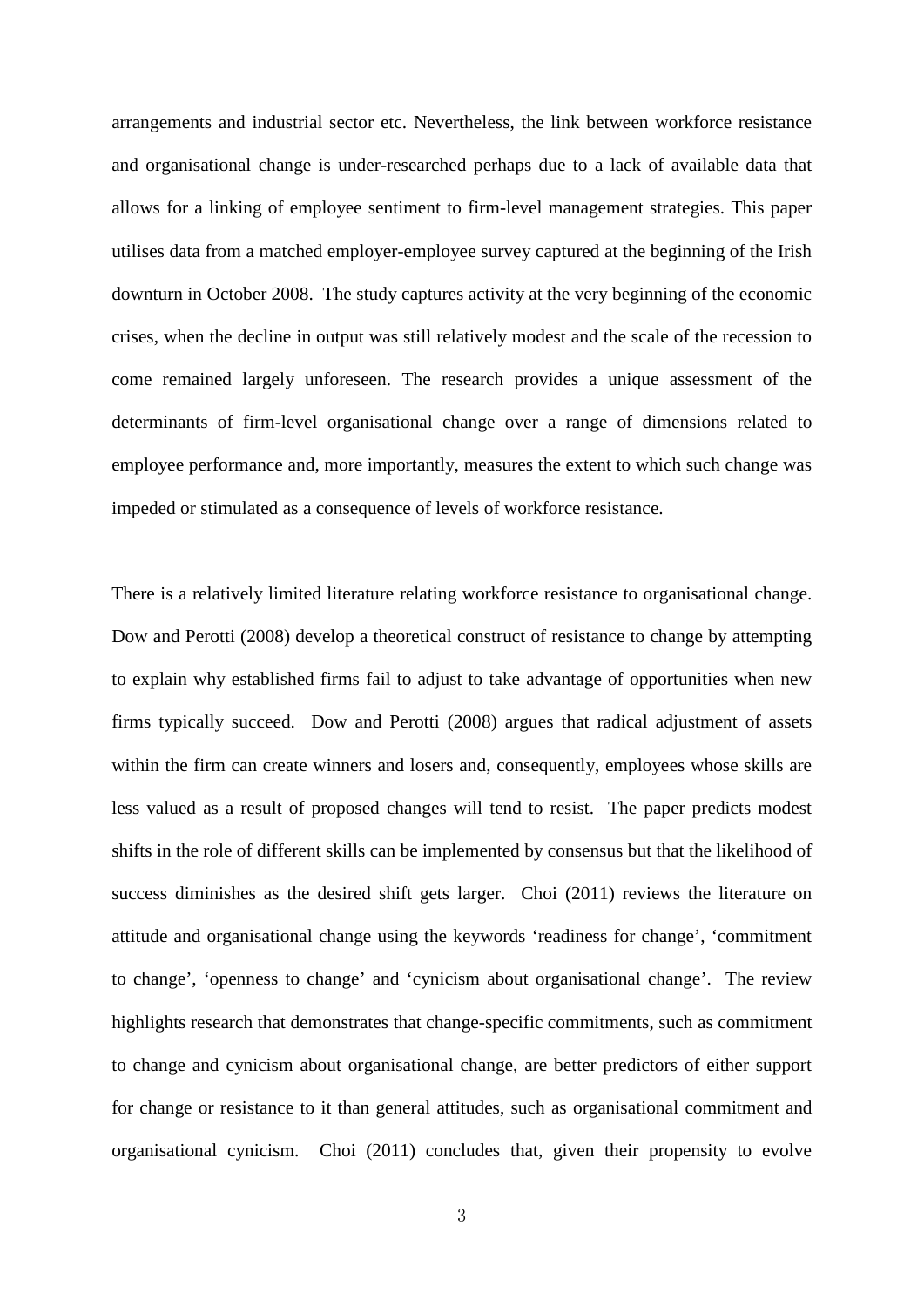arrangements and industrial sector etc. Nevertheless, the link between workforce resistance and organisational change is under-researched perhaps due to a lack of available data that allows for a linking of employee sentiment to firm-level management strategies. This paper utilises data from a matched employer-employee survey captured at the beginning of the Irish downturn in October 2008. The study captures activity at the very beginning of the economic crises, when the decline in output was still relatively modest and the scale of the recession to come remained largely unforeseen. The research provides a unique assessment of the determinants of firm-level organisational change over a range of dimensions related to employee performance and, more importantly, measures the extent to which such change was impeded or stimulated as a consequence of levels of workforce resistance.

There is a relatively limited literature relating workforce resistance to organisational change. Dow and Perotti (2008) develop a theoretical construct of resistance to change by attempting to explain why established firms fail to adjust to take advantage of opportunities when new firms typically succeed. Dow and Perotti (2008) argues that radical adjustment of assets within the firm can create winners and losers and, consequently, employees whose skills are less valued as a result of proposed changes will tend to resist. The paper predicts modest shifts in the role of different skills can be implemented by consensus but that the likelihood of success diminishes as the desired shift gets larger. Choi (2011) reviews the literature on attitude and organisational change using the keywords 'readiness for change', 'commitment to change', 'openness to change' and 'cynicism about organisational change'. The review highlights research that demonstrates that change-specific commitments, such as commitment to change and cynicism about organisational change, are better predictors of either support for change or resistance to it than general attitudes, such as organisational commitment and organisational cynicism. Choi (2011) concludes that, given their propensity to evolve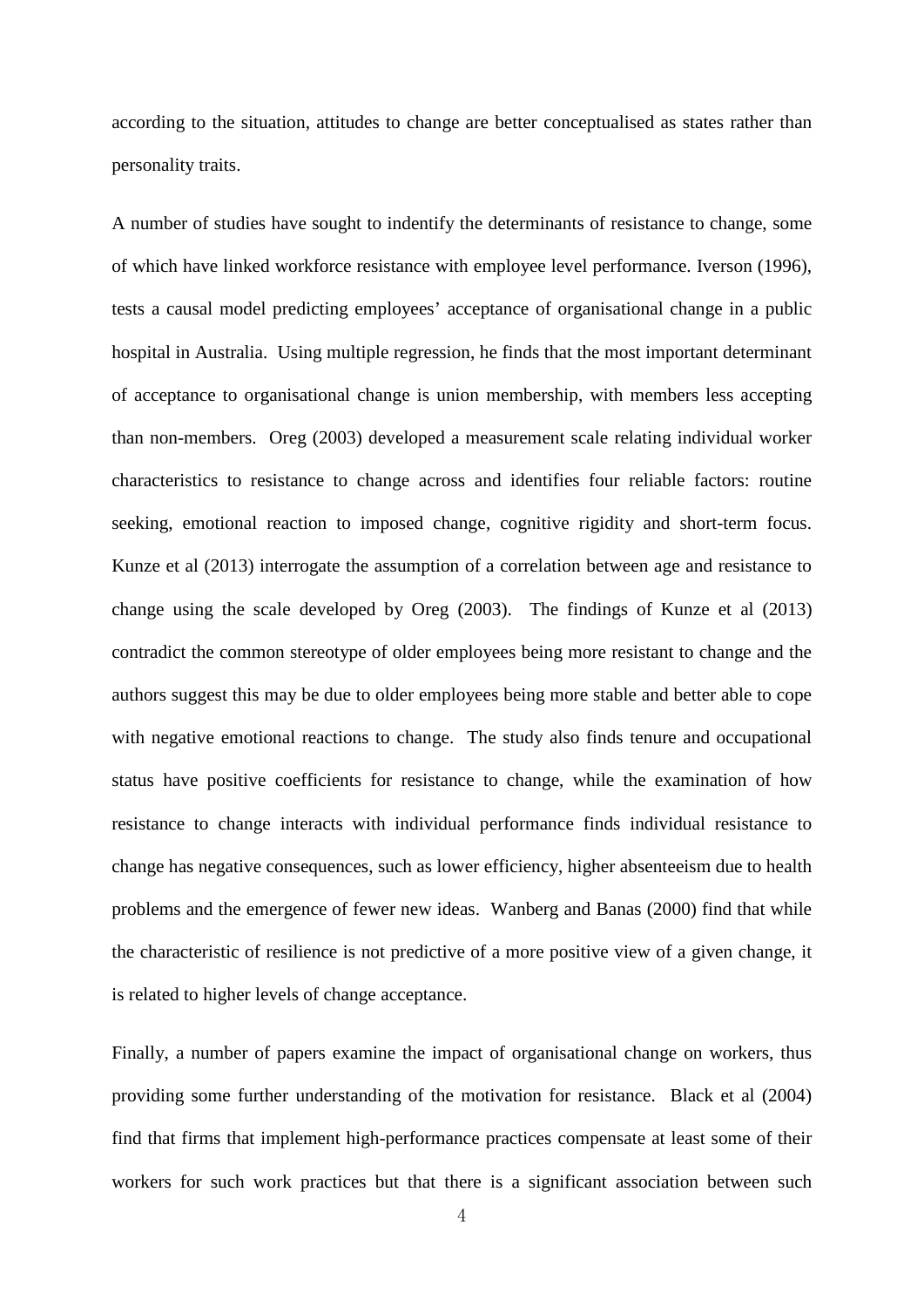according to the situation, attitudes to change are better conceptualised as states rather than personality traits.

A number of studies have sought to indentify the determinants of resistance to change, some of which have linked workforce resistance with employee level performance. Iverson (1996), tests a causal model predicting employees' acceptance of organisational change in a public hospital in Australia. Using multiple regression, he finds that the most important determinant of acceptance to organisational change is union membership, with members less accepting than non-members. Oreg (2003) developed a measurement scale relating individual worker characteristics to resistance to change across and identifies four reliable factors: routine seeking, emotional reaction to imposed change, cognitive rigidity and short-term focus. Kunze et al (2013) interrogate the assumption of a correlation between age and resistance to change using the scale developed by Oreg (2003). The findings of Kunze et al (2013) contradict the common stereotype of older employees being more resistant to change and the authors suggest this may be due to older employees being more stable and better able to cope with negative emotional reactions to change. The study also finds tenure and occupational status have positive coefficients for resistance to change, while the examination of how resistance to change interacts with individual performance finds individual resistance to change has negative consequences, such as lower efficiency, higher absenteeism due to health problems and the emergence of fewer new ideas. Wanberg and Banas (2000) find that while the characteristic of resilience is not predictive of a more positive view of a given change, it is related to higher levels of change acceptance.

Finally, a number of papers examine the impact of organisational change on workers, thus providing some further understanding of the motivation for resistance. Black et al (2004) find that firms that implement high-performance practices compensate at least some of their workers for such work practices but that there is a significant association between such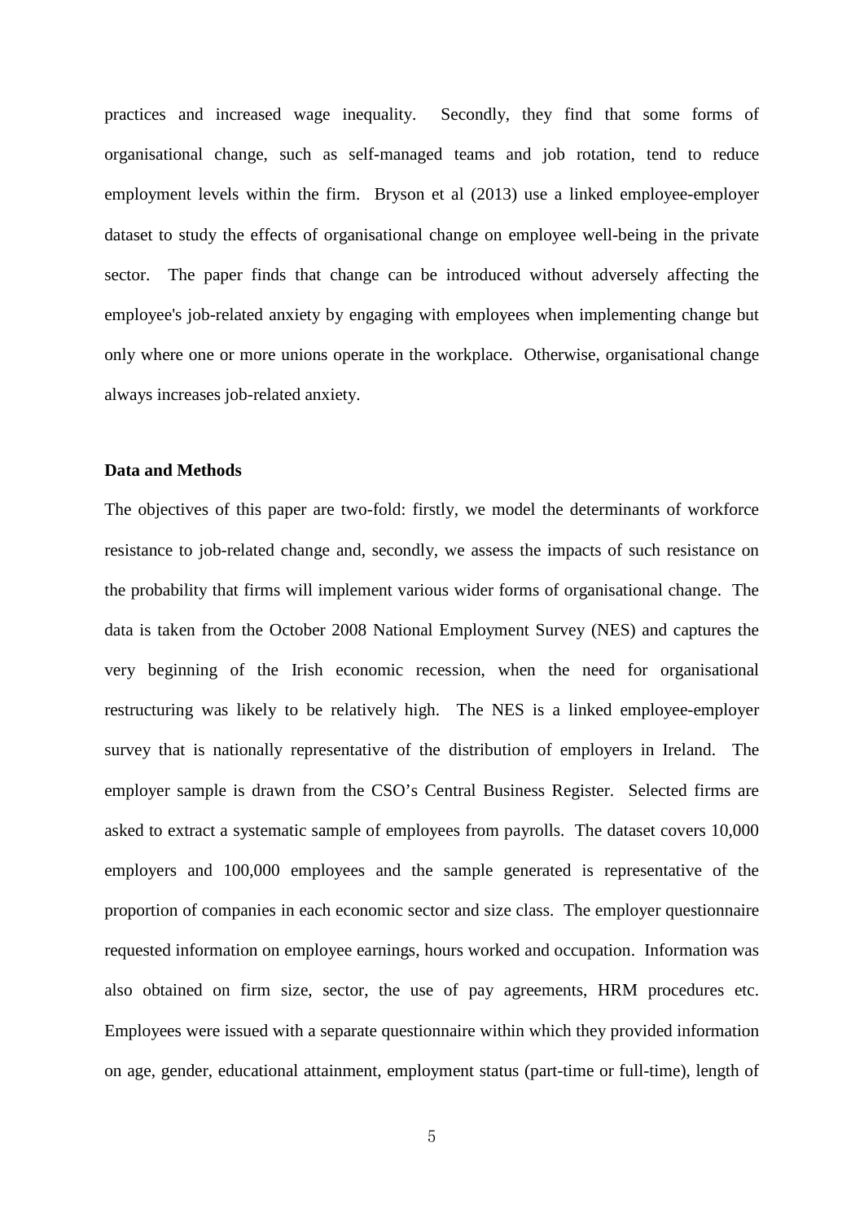practices and increased wage inequality. Secondly, they find that some forms of organisational change, such as self-managed teams and job rotation, tend to reduce employment levels within the firm. Bryson et al (2013) use a linked employee-employer dataset to study the effects of organisational change on employee well-being in the private sector. The paper finds that change can be introduced without adversely affecting the employee's job-related anxiety by engaging with employees when implementing change but only where one or more unions operate in the workplace. Otherwise, organisational change always increases job-related anxiety.

## Data and Methods

The objectives of this paper are two-fold: firstly, we model the determinants of workforce resistance to job-related change and, secondly, we assess the impacts of such resistance on the probability that firms will implement various wider forms of organisational change. The data is taken from the October 2008 National Employment Survey (NES) and captures the very beginning of the Irish economic recession, when the need for organisational restructuring was likely to be relatively high. The NES is a linked employee-employer survey that is nationally representative of the distribution of employers in Ireland. The employer sample is drawn from the CSO's Central Business Register. Selected firms are asked to extract a systematic sample of employees from payrolls. The dataset covers 10,000 employers and 100,000 employees and the sample generated is representative of the proportion of companies in each economic sector and size class. The employer questionnaire requested information on employee earnings, hours worked and occupation. Information was also obtained on firm size, sector, the use of pay agreements, HRM procedures etc. Employees were issued with a separate questionnaire within which they provided information on age, gender, educational attainment, employment status (part-time or full-time), length of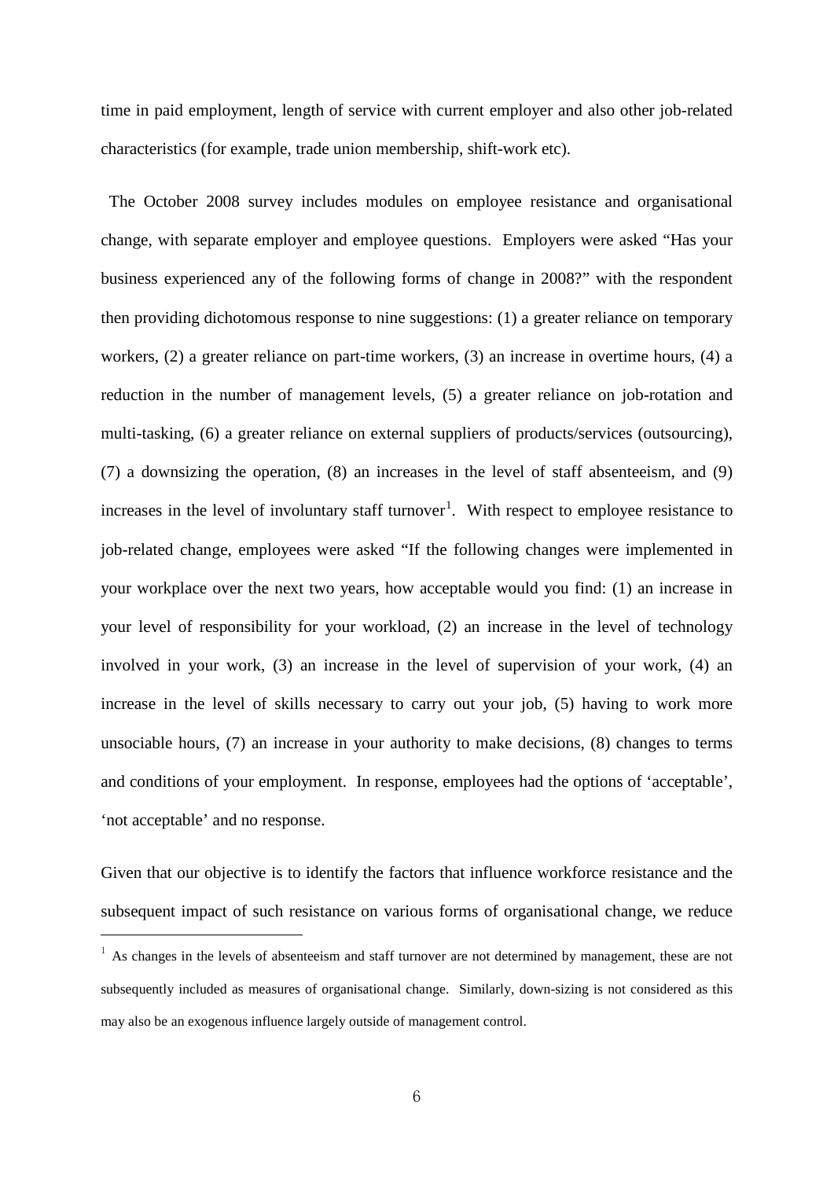time in paid employment, length of service with current employer and also other job-related characteristics (for example, trade union membership, shift-work etc).

The October 2008 survey includes modules on employee resistance and organisational change, with separate employer and employee questions. Employers were asked "Has your business experienced any of the following forms of change in 2008?" with the respondent then providing dichotomous response to nine suggestions: (1) a greater reliance on temporary workers, (2) a greater reliance on part-time workers, (3) an increase in overtime hours, (4) a reduction in the number of management levels, (5) a greater reliance on job-rotation and multi-tasking, (6) a greater reliance on external suppliers of products/services (outsourcing), (7) a downsizing the operation, (8) an increases in the level of staff absenteeism, and (9) increases in the level of involuntary staff turnover[1]. With respect to employee resistance to job-related change, employees were asked "If the following changes were implemented in your workplace over the next two years, how acceptable would you find: (1) an increase in your level of responsibility for your workload, (2) an increase in the level of technology involved in your work, (3) an increase in the level of supervision of your work, (4) an increase in the level of skills necessary to carry out your job, (5) having to work more unsociable hours, (7) an increase in your authority to make decisions, (8) changes to terms and conditions of your employment. In response, employees had the options of 'acceptable', 'not acceptable' and no response.

Given that our objective is to identify the factors that influence workforce resistance and the subsequent impact of such resistance on various forms of organisational change, we reduce

[1] As changes in the levels of absenteeism and staff turnover are not determined by management, these are not subsequently included as measures of organisational change. Similarly, down-sizing is not considered as this may also be an exogenous influence largely outside of management control.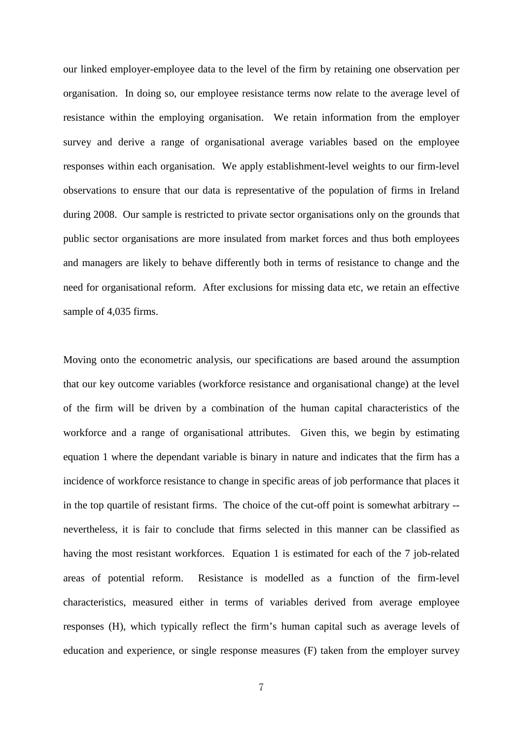our linked employer-employee data to the level of the firm by retaining one observation per organisation. In doing so, our employee resistance terms now relate to the average level of resistance within the employing organisation. We retain information from the employer survey and derive a range of organisational average variables based on the employee responses within each organisation. We apply establishment-level weights to our firm-level observations to ensure that our data is representative of the population of firms in Ireland during 2008. Our sample is restricted to private sector organisations only on the grounds that public sector organisations are more insulated from market forces and thus both employees and managers are likely to behave differently both in terms of resistance to change and the need for organisational reform. After exclusions for missing data etc, we retain an effective sample of 4,035 firms.

Moving onto the econometric analysis, our specifications are based around the assumption that our key outcome variables (workforce resistance and organisational change) at the level of the firm will be driven by a combination of the human capital characteristics of the workforce and a range of organisational attributes. Given this, we begin by estimating equation 1 where the dependant variable is binary in nature and indicates that the firm has a incidence of workforce resistance to change in specific areas of job performance that places it in the top quartile of resistant firms. The choice of the cut-off point is somewhat arbitrary -- nevertheless, it is fair to conclude that firms selected in this manner can be classified as having the most resistant workforces. Equation 1 is estimated for each of the 7 job-related areas of potential reform. Resistance is modelled as a function of the firm-level characteristics, measured either in terms of variables derived from average employee responses (H), which typically reflect the firm's human capital such as average levels of education and experience, or single response measures (F) taken from the employer survey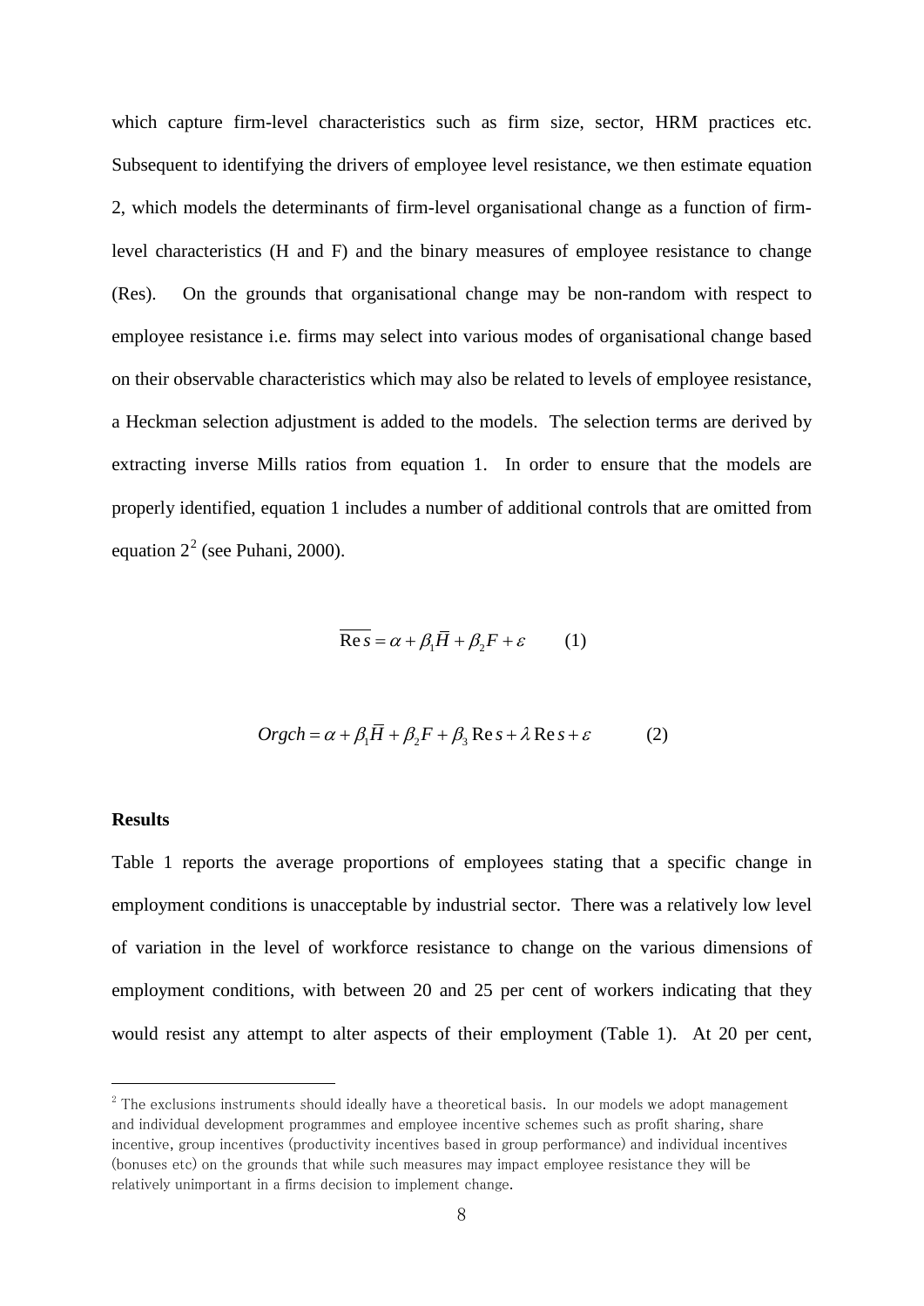which capture firm-level characteristics such as firm size, sector, HRM practices etc. Subsequent to identifying the drivers of employee level resistance, we then estimate equation 2, which models the determinants of firm-level organisational change as a function of firm-level characteristics (H and F) and the binary measures of employee resistance to change (Res). On the grounds that organisational change may be non-random with respect to employee resistance i.e. firms may select into various modes of organisational change based on their observable characteristics which may also be related to levels of employee resistance, a Heckman selection adjustment is added to the models. The selection terms are derived by extracting inverse Mills ratios from equation 1. In order to ensure that the models are properly identified, equation 1 includes a number of additional controls that are omitted from equation 2[2] (see Puhani, 2000).

$$\overline{\mathrm{Res}} = \alpha + \beta_1 \bar{H} + \beta_2 F + \varepsilon \qquad (1)$$

$$Orgch = \alpha + \beta_1 \bar{H} + \beta_2 F + \beta_3 \mathrm{Res} + \lambda \mathrm{Res} + \varepsilon \qquad (2)$$

**Results**

Table 1 reports the average proportions of employees stating that a specific change in employment conditions is unacceptable by industrial sector. There was a relatively low level of variation in the level of workforce resistance to change on the various dimensions of employment conditions, with between 20 and 25 per cent of workers indicating that they would resist any attempt to alter aspects of their employment (Table 1). At 20 per cent,

---

[2] The exclusions instruments should ideally have a theoretical basis. In our models we adopt management and individual development programmes and employee incentive schemes such as profit sharing, share incentive, group incentives (productivity incentives based in group performance) and individual incentives (bonuses etc) on the grounds that while such measures may impact employee resistance they will be relatively unimportant in a firms decision to implement change.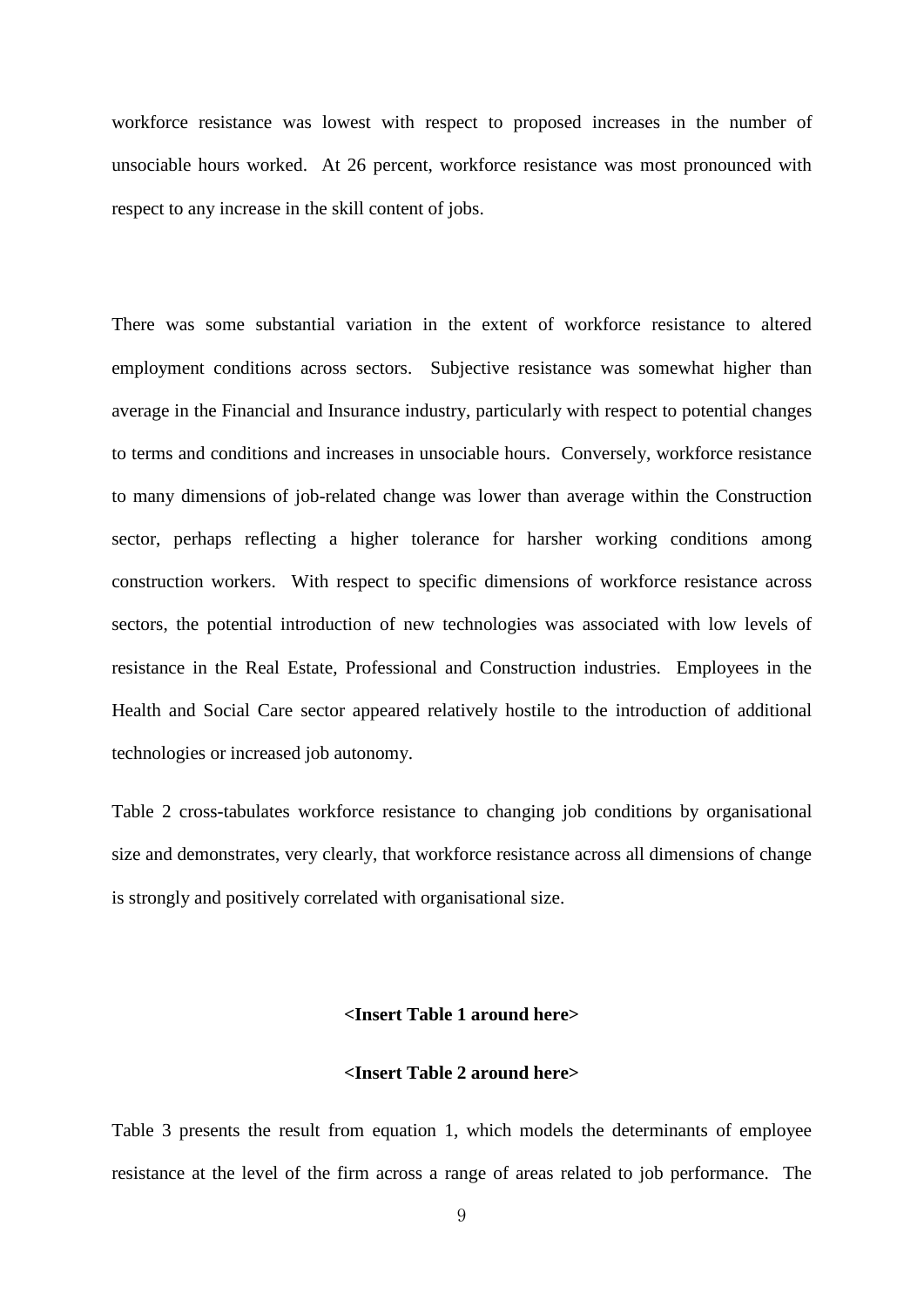workforce resistance was lowest with respect to proposed increases in the number of unsociable hours worked. At 26 percent, workforce resistance was most pronounced with respect to any increase in the skill content of jobs.

There was some substantial variation in the extent of workforce resistance to altered employment conditions across sectors. Subjective resistance was somewhat higher than average in the Financial and Insurance industry, particularly with respect to potential changes to terms and conditions and increases in unsociable hours. Conversely, workforce resistance to many dimensions of job-related change was lower than average within the Construction sector, perhaps reflecting a higher tolerance for harsher working conditions among construction workers. With respect to specific dimensions of workforce resistance across sectors, the potential introduction of new technologies was associated with low levels of resistance in the Real Estate, Professional and Construction industries. Employees in the Health and Social Care sector appeared relatively hostile to the introduction of additional technologies or increased job autonomy.

Table 2 cross-tabulates workforce resistance to changing job conditions by organisational size and demonstrates, very clearly, that workforce resistance across all dimensions of change is strongly and positively correlated with organisational size.

**<Insert Table 1 around here>**

**<Insert Table 2 around here>**

Table 3 presents the result from equation 1, which models the determinants of employee resistance at the level of the firm across a range of areas related to job performance. The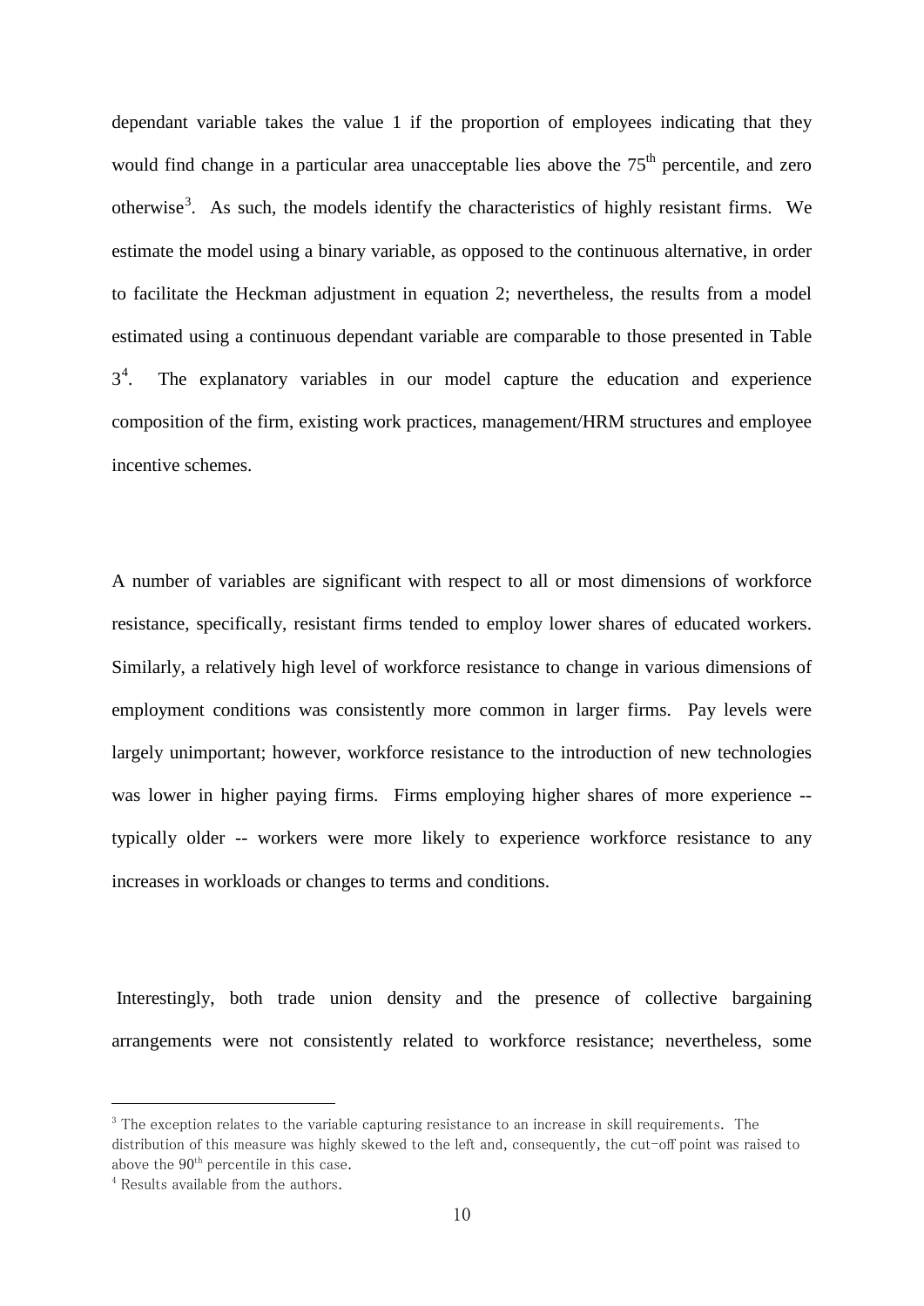dependant variable takes the value 1 if the proportion of employees indicating that they would find change in a particular area unacceptable lies above the 75$^{th}$ percentile, and zero otherwise[3]. As such, the models identify the characteristics of highly resistant firms. We estimate the model using a binary variable, as opposed to the continuous alternative, in order to facilitate the Heckman adjustment in equation 2; nevertheless, the results from a model estimated using a continuous dependant variable are comparable to those presented in Table 3[4]. The explanatory variables in our model capture the education and experience composition of the firm, existing work practices, management/HRM structures and employee incentive schemes.

A number of variables are significant with respect to all or most dimensions of workforce resistance, specifically, resistant firms tended to employ lower shares of educated workers. Similarly, a relatively high level of workforce resistance to change in various dimensions of employment conditions was consistently more common in larger firms. Pay levels were largely unimportant; however, workforce resistance to the introduction of new technologies was lower in higher paying firms. Firms employing higher shares of more experience -- typically older -- workers were more likely to experience workforce resistance to any increases in workloads or changes to terms and conditions.

Interestingly, both trade union density and the presence of collective bargaining arrangements were not consistently related to workforce resistance; nevertheless, some

---

[3] The exception relates to the variable capturing resistance to an increase in skill requirements. The distribution of this measure was highly skewed to the left and, consequently, the cut-off point was raised to above the 90$^{th}$ percentile in this case.

[4] Results available from the authors.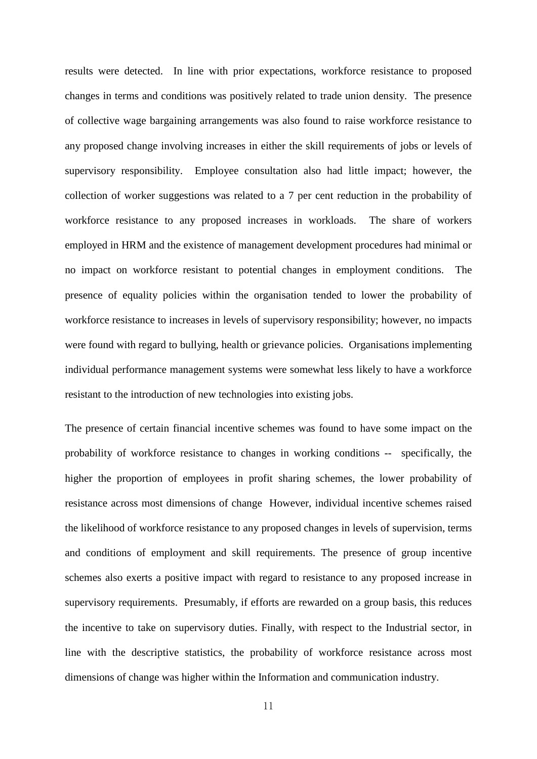results were detected. In line with prior expectations, workforce resistance to proposed changes in terms and conditions was positively related to trade union density. The presence of collective wage bargaining arrangements was also found to raise workforce resistance to any proposed change involving increases in either the skill requirements of jobs or levels of supervisory responsibility. Employee consultation also had little impact; however, the collection of worker suggestions was related to a 7 per cent reduction in the probability of workforce resistance to any proposed increases in workloads. The share of workers employed in HRM and the existence of management development procedures had minimal or no impact on workforce resistant to potential changes in employment conditions. The presence of equality policies within the organisation tended to lower the probability of workforce resistance to increases in levels of supervisory responsibility; however, no impacts were found with regard to bullying, health or grievance policies. Organisations implementing individual performance management systems were somewhat less likely to have a workforce resistant to the introduction of new technologies into existing jobs.

The presence of certain financial incentive schemes was found to have some impact on the probability of workforce resistance to changes in working conditions -- specifically, the higher the proportion of employees in profit sharing schemes, the lower probability of resistance across most dimensions of change However, individual incentive schemes raised the likelihood of workforce resistance to any proposed changes in levels of supervision, terms and conditions of employment and skill requirements. The presence of group incentive schemes also exerts a positive impact with regard to resistance to any proposed increase in supervisory requirements. Presumably, if efforts are rewarded on a group basis, this reduces the incentive to take on supervisory duties. Finally, with respect to the Industrial sector, in line with the descriptive statistics, the probability of workforce resistance across most dimensions of change was higher within the Information and communication industry.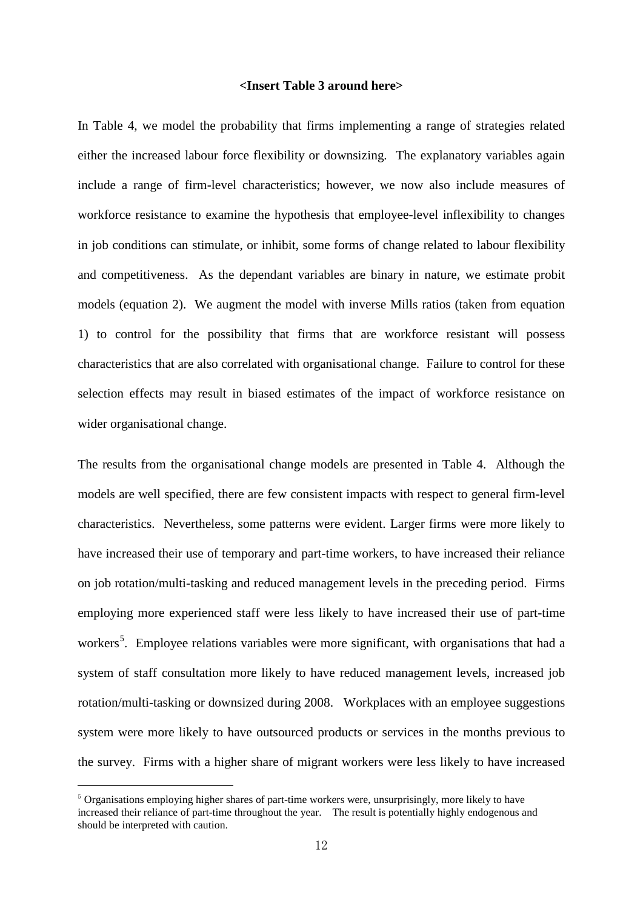**<Insert Table 3 around here>**

In Table 4, we model the probability that firms implementing a range of strategies related either the increased labour force flexibility or downsizing. The explanatory variables again include a range of firm-level characteristics; however, we now also include measures of workforce resistance to examine the hypothesis that employee-level inflexibility to changes in job conditions can stimulate, or inhibit, some forms of change related to labour flexibility and competitiveness. As the dependant variables are binary in nature, we estimate probit models (equation 2). We augment the model with inverse Mills ratios (taken from equation 1) to control for the possibility that firms that are workforce resistant will possess characteristics that are also correlated with organisational change. Failure to control for these selection effects may result in biased estimates of the impact of workforce resistance on wider organisational change.

The results from the organisational change models are presented in Table 4. Although the models are well specified, there are few consistent impacts with respect to general firm-level characteristics. Nevertheless, some patterns were evident. Larger firms were more likely to have increased their use of temporary and part-time workers, to have increased their reliance on job rotation/multi-tasking and reduced management levels in the preceding period. Firms employing more experienced staff were less likely to have increased their use of part-time workers[5]. Employee relations variables were more significant, with organisations that had a system of staff consultation more likely to have reduced management levels, increased job rotation/multi-tasking or downsized during 2008. Workplaces with an employee suggestions system were more likely to have outsourced products or services in the months previous to the survey. Firms with a higher share of migrant workers were less likely to have increased

[5] Organisations employing higher shares of part-time workers were, unsurprisingly, more likely to have increased their reliance of part-time throughout the year. The result is potentially highly endogenous and should be interpreted with caution.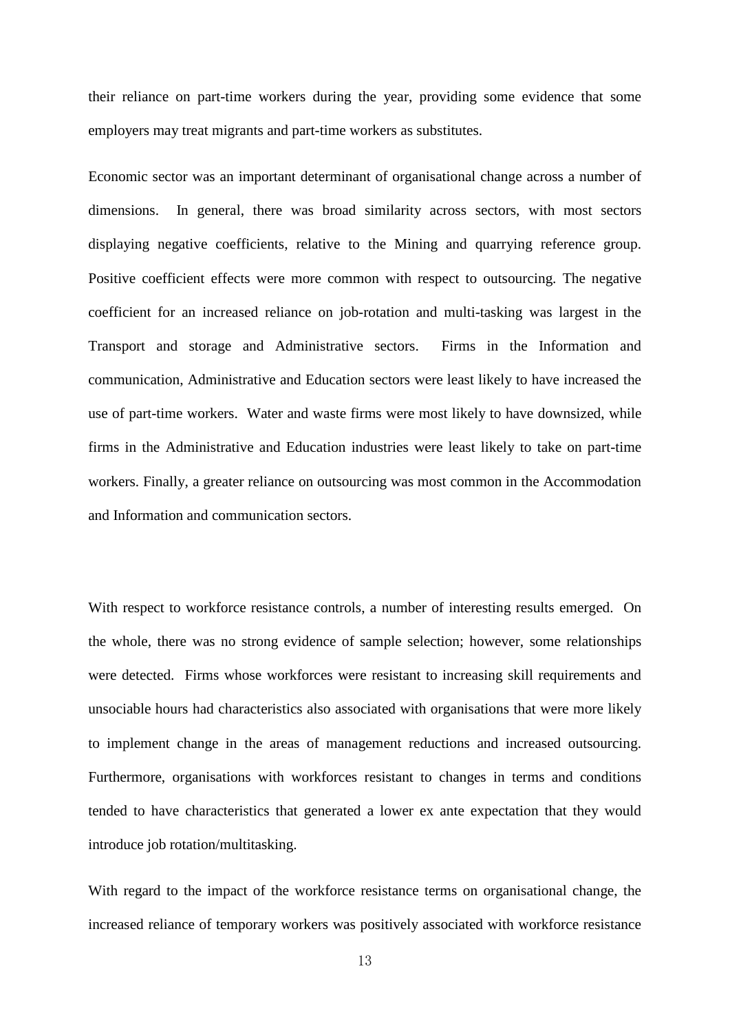their reliance on part-time workers during the year, providing some evidence that some employers may treat migrants and part-time workers as substitutes.

Economic sector was an important determinant of organisational change across a number of dimensions. In general, there was broad similarity across sectors, with most sectors displaying negative coefficients, relative to the Mining and quarrying reference group. Positive coefficient effects were more common with respect to outsourcing. The negative coefficient for an increased reliance on job-rotation and multi-tasking was largest in the Transport and storage and Administrative sectors. Firms in the Information and communication, Administrative and Education sectors were least likely to have increased the use of part-time workers. Water and waste firms were most likely to have downsized, while firms in the Administrative and Education industries were least likely to take on part-time workers. Finally, a greater reliance on outsourcing was most common in the Accommodation and Information and communication sectors.

With respect to workforce resistance controls, a number of interesting results emerged. On the whole, there was no strong evidence of sample selection; however, some relationships were detected. Firms whose workforces were resistant to increasing skill requirements and unsociable hours had characteristics also associated with organisations that were more likely to implement change in the areas of management reductions and increased outsourcing. Furthermore, organisations with workforces resistant to changes in terms and conditions tended to have characteristics that generated a lower ex ante expectation that they would introduce job rotation/multitasking.

With regard to the impact of the workforce resistance terms on organisational change, the increased reliance of temporary workers was positively associated with workforce resistance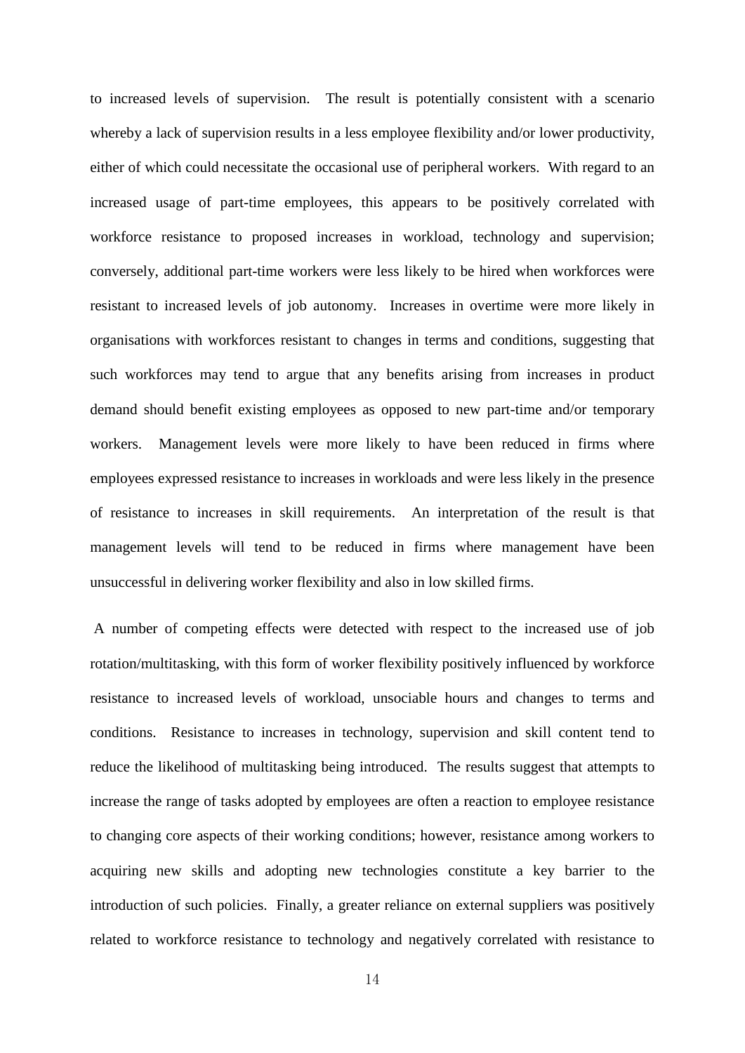to increased levels of supervision. The result is potentially consistent with a scenario whereby a lack of supervision results in a less employee flexibility and/or lower productivity, either of which could necessitate the occasional use of peripheral workers. With regard to an increased usage of part-time employees, this appears to be positively correlated with workforce resistance to proposed increases in workload, technology and supervision; conversely, additional part-time workers were less likely to be hired when workforces were resistant to increased levels of job autonomy. Increases in overtime were more likely in organisations with workforces resistant to changes in terms and conditions, suggesting that such workforces may tend to argue that any benefits arising from increases in product demand should benefit existing employees as opposed to new part-time and/or temporary workers. Management levels were more likely to have been reduced in firms where employees expressed resistance to increases in workloads and were less likely in the presence of resistance to increases in skill requirements. An interpretation of the result is that management levels will tend to be reduced in firms where management have been unsuccessful in delivering worker flexibility and also in low skilled firms.

A number of competing effects were detected with respect to the increased use of job rotation/multitasking, with this form of worker flexibility positively influenced by workforce resistance to increased levels of workload, unsociable hours and changes to terms and conditions. Resistance to increases in technology, supervision and skill content tend to reduce the likelihood of multitasking being introduced. The results suggest that attempts to increase the range of tasks adopted by employees are often a reaction to employee resistance to changing core aspects of their working conditions; however, resistance among workers to acquiring new skills and adopting new technologies constitute a key barrier to the introduction of such policies. Finally, a greater reliance on external suppliers was positively related to workforce resistance to technology and negatively correlated with resistance to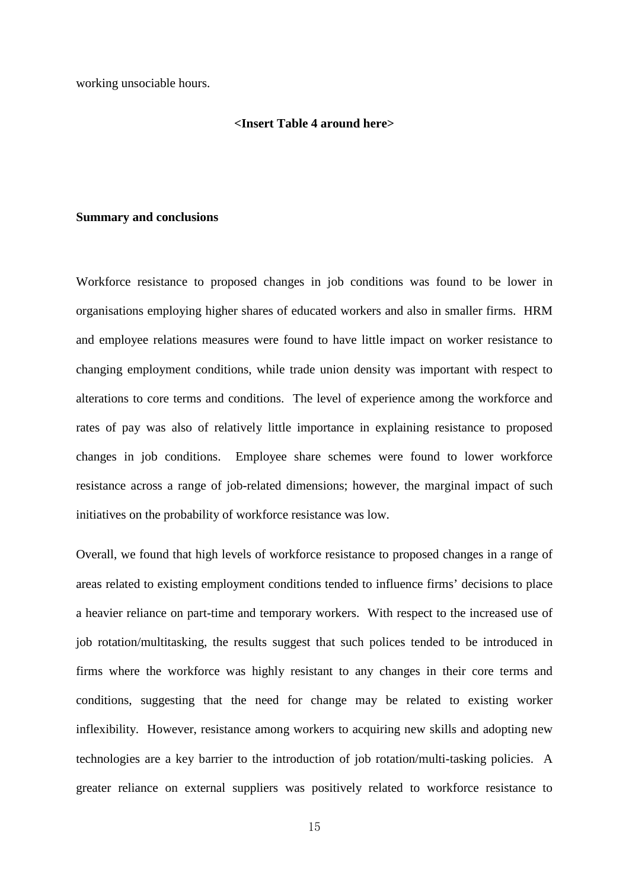working unsociable hours.

**<Insert Table 4 around here>**

**Summary and conclusions**

Workforce resistance to proposed changes in job conditions was found to be lower in organisations employing higher shares of educated workers and also in smaller firms. HRM and employee relations measures were found to have little impact on worker resistance to changing employment conditions, while trade union density was important with respect to alterations to core terms and conditions. The level of experience among the workforce and rates of pay was also of relatively little importance in explaining resistance to proposed changes in job conditions. Employee share schemes were found to lower workforce resistance across a range of job-related dimensions; however, the marginal impact of such initiatives on the probability of workforce resistance was low.

Overall, we found that high levels of workforce resistance to proposed changes in a range of areas related to existing employment conditions tended to influence firms' decisions to place a heavier reliance on part-time and temporary workers. With respect to the increased use of job rotation/multitasking, the results suggest that such polices tended to be introduced in firms where the workforce was highly resistant to any changes in their core terms and conditions, suggesting that the need for change may be related to existing worker inflexibility. However, resistance among workers to acquiring new skills and adopting new technologies are a key barrier to the introduction of job rotation/multi-tasking policies. A greater reliance on external suppliers was positively related to workforce resistance to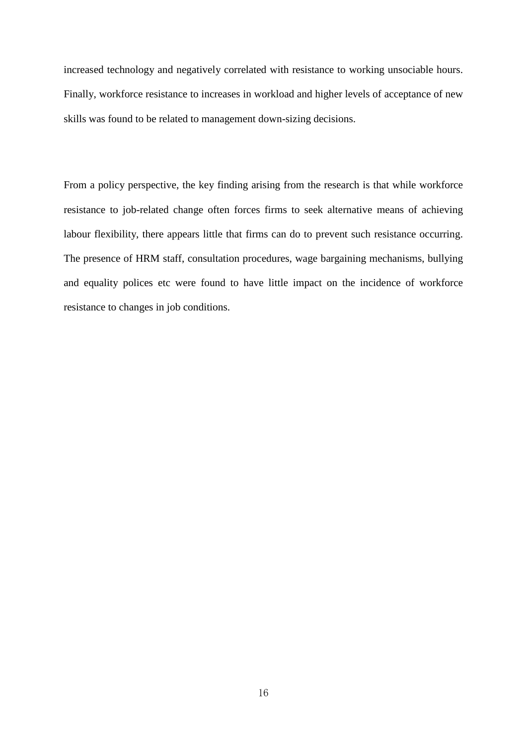increased technology and negatively correlated with resistance to working unsociable hours. Finally, workforce resistance to increases in workload and higher levels of acceptance of new skills was found to be related to management down-sizing decisions.

From a policy perspective, the key finding arising from the research is that while workforce resistance to job-related change often forces firms to seek alternative means of achieving labour flexibility, there appears little that firms can do to prevent such resistance occurring. The presence of HRM staff, consultation procedures, wage bargaining mechanisms, bullying and equality polices etc were found to have little impact on the incidence of workforce resistance to changes in job conditions.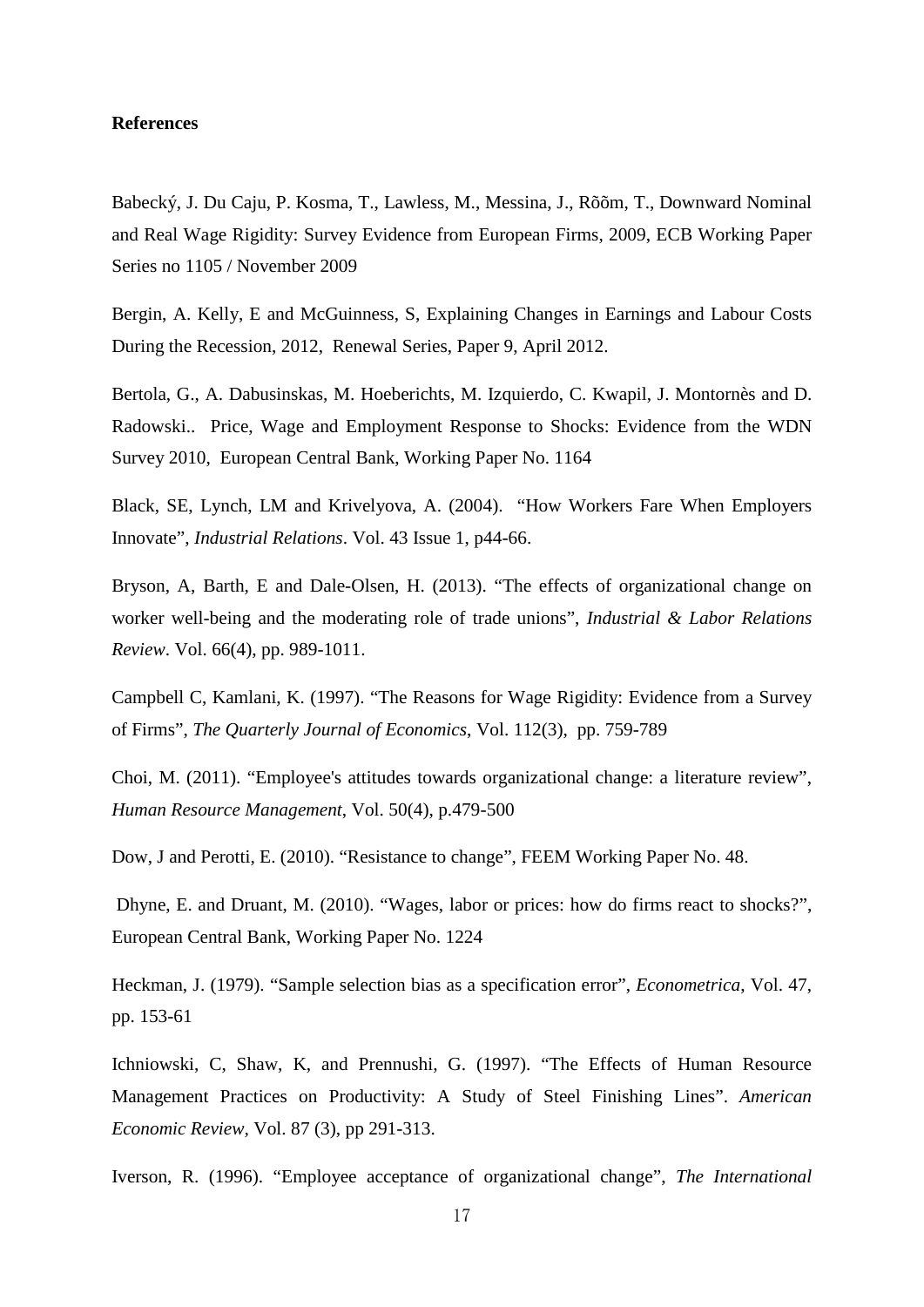**References**

Babecký, J. Du Caju, P. Kosma, T., Lawless, M., Messina, J., Rõõm, T., Downward Nominal and Real Wage Rigidity: Survey Evidence from European Firms, 2009, ECB Working Paper Series no 1105 / November 2009

Bergin, A. Kelly, E and McGuinness, S, Explaining Changes in Earnings and Labour Costs During the Recession, 2012, Renewal Series, Paper 9, April 2012.

Bertola, G., A. Dabusinskas, M. Hoeberichts, M. Izquierdo, C. Kwapil, J. Montornès and D. Radowski.. Price, Wage and Employment Response to Shocks: Evidence from the WDN Survey 2010, European Central Bank, Working Paper No. 1164

Black, SE, Lynch, LM and Krivelyova, A. (2004). "How Workers Fare When Employers Innovate", *Industrial Relations*. Vol. 43 Issue 1, p44-66.

Bryson, A, Barth, E and Dale-Olsen, H. (2013). "The effects of organizational change on worker well-being and the moderating role of trade unions", *Industrial & Labor Relations Review*. Vol. 66(4), pp. 989-1011.

Campbell C, Kamlani, K. (1997). "The Reasons for Wage Rigidity: Evidence from a Survey of Firms", *The Quarterly Journal of Economics*, Vol. 112(3), pp. 759-789

Choi, M. (2011). "Employee's attitudes towards organizational change: a literature review", *Human Resource Management*, Vol. 50(4), p.479-500

Dow, J and Perotti, E. (2010). "Resistance to change", FEEM Working Paper No. 48.

Dhyne, E. and Druant, M. (2010). "Wages, labor or prices: how do firms react to shocks?", European Central Bank, Working Paper No. 1224

Heckman, J. (1979). "Sample selection bias as a specification error", *Econometrica*, Vol. 47, pp. 153-61

Ichniowski, C, Shaw, K, and Prennushi, G. (1997). "The Effects of Human Resource Management Practices on Productivity: A Study of Steel Finishing Lines". *American Economic Review*, Vol. 87 (3), pp 291-313.

Iverson, R. (1996). "Employee acceptance of organizational change", *The International*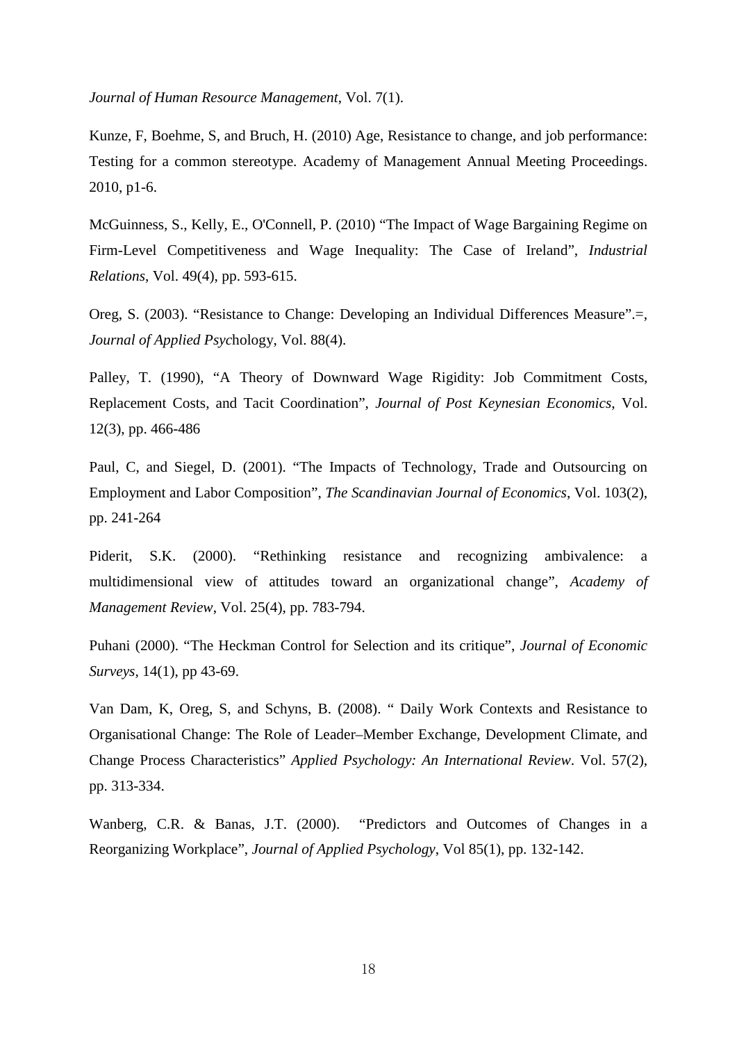*Journal of Human Resource Management*, Vol. 7(1).

Kunze, F, Boehme, S, and Bruch, H. (2010) Age, Resistance to change, and job performance: Testing for a common stereotype. Academy of Management Annual Meeting Proceedings. 2010, p1-6.

McGuinness, S., Kelly, E., O'Connell, P. (2010) "The Impact of Wage Bargaining Regime on Firm-Level Competitiveness and Wage Inequality: The Case of Ireland", *Industrial Relations*, Vol. 49(4), pp. 593-615.

Oreg, S. (2003). "Resistance to Change: Developing an Individual Differences Measure".=, *Journal of Applied Psyc*hology, Vol. 88(4).

Palley, T. (1990), "A Theory of Downward Wage Rigidity: Job Commitment Costs, Replacement Costs, and Tacit Coordination", *Journal of Post Keynesian Economics*, Vol. 12(3), pp. 466-486

Paul, C, and Siegel, D. (2001). "The Impacts of Technology, Trade and Outsourcing on Employment and Labor Composition", *The Scandinavian Journal of Economics*, Vol. 103(2), pp. 241-264

Piderit, S.K. (2000). "Rethinking resistance and recognizing ambivalence: a multidimensional view of attitudes toward an organizational change", *Academy of Management Review*, Vol. 25(4), pp. 783-794.

Puhani (2000). "The Heckman Control for Selection and its critique", *Journal of Economic Surveys*, 14(1), pp 43-69.

Van Dam, K, Oreg, S, and Schyns, B. (2008). " Daily Work Contexts and Resistance to Organisational Change: The Role of Leader–Member Exchange, Development Climate, and Change Process Characteristics" *Applied Psychology: An International Review*. Vol. 57(2), pp. 313-334.

Wanberg, C.R. & Banas, J.T. (2000). "Predictors and Outcomes of Changes in a Reorganizing Workplace", *Journal of Applied Psychology*, Vol 85(1), pp. 132-142.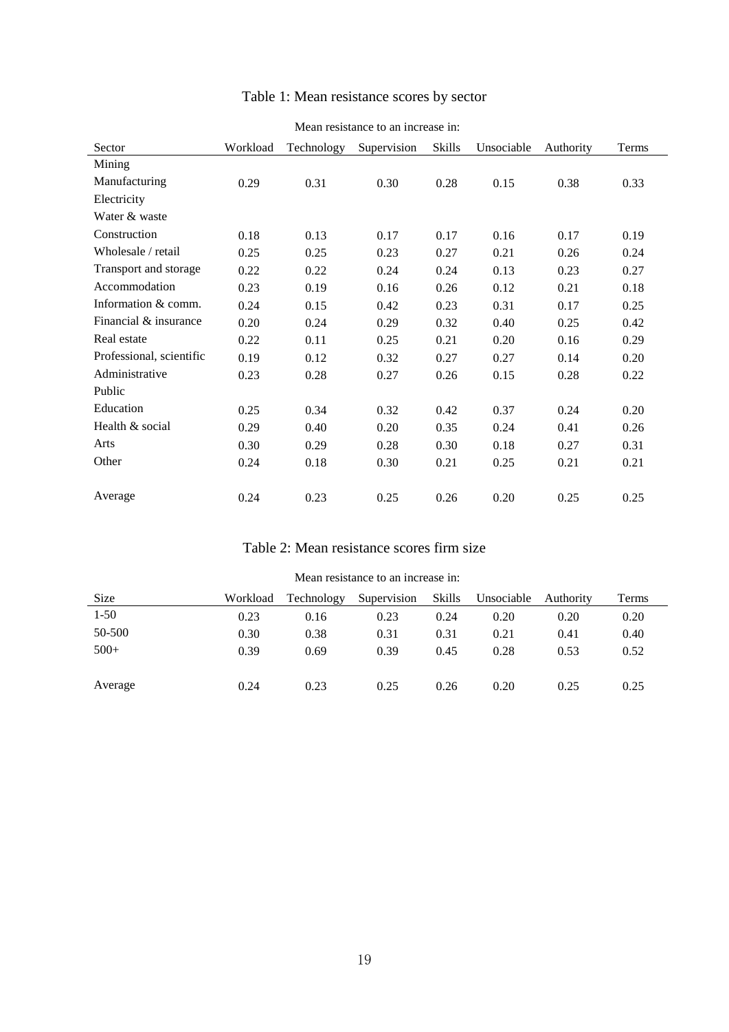Table 1: Mean resistance scores by sector

| | Mean resistance to an increase in: | | | | | | |
|---|---|---|---|---|---|---|---|
| Sector | Workload | Technology | Supervision | Skills | Unsociable | Authority | Terms |
| Mining | | | | | | | |
| Manufacturing | 0.29 | 0.31 | 0.30 | 0.28 | 0.15 | 0.38 | 0.33 |
| Electricity | | | | | | | |
| Water & waste | | | | | | | |
| Construction | 0.18 | 0.13 | 0.17 | 0.17 | 0.16 | 0.17 | 0.19 |
| Wholesale / retail | 0.25 | 0.25 | 0.23 | 0.27 | 0.21 | 0.26 | 0.24 |
| Transport and storage | 0.22 | 0.22 | 0.24 | 0.24 | 0.13 | 0.23 | 0.27 |
| Accommodation | 0.23 | 0.19 | 0.16 | 0.26 | 0.12 | 0.21 | 0.18 |
| Information & comm. | 0.24 | 0.15 | 0.42 | 0.23 | 0.31 | 0.17 | 0.25 |
| Financial & insurance | 0.20 | 0.24 | 0.29 | 0.32 | 0.40 | 0.25 | 0.42 |
| Real estate | 0.22 | 0.11 | 0.25 | 0.21 | 0.20 | 0.16 | 0.29 |
| Professional, scientific | 0.19 | 0.12 | 0.32 | 0.27 | 0.27 | 0.14 | 0.20 |
| Administrative | 0.23 | 0.28 | 0.27 | 0.26 | 0.15 | 0.28 | 0.22 |
| Public | | | | | | | |
| Education | 0.25 | 0.34 | 0.32 | 0.42 | 0.37 | 0.24 | 0.20 |
| Health & social | 0.29 | 0.40 | 0.20 | 0.35 | 0.24 | 0.41 | 0.26 |
| Arts | 0.30 | 0.29 | 0.28 | 0.30 | 0.18 | 0.27 | 0.31 |
| Other | 0.24 | 0.18 | 0.30 | 0.21 | 0.25 | 0.21 | 0.21 |
| Average | 0.24 | 0.23 | 0.25 | 0.26 | 0.20 | 0.25 | 0.25 |

Table 2: Mean resistance scores firm size

| | Mean resistance to an increase in: | | | | | | |
|---|---|---|---|---|---|---|---|
| Size | Workload | Technology | Supervision | Skills | Unsociable | Authority | Terms |
| 1-50 | 0.23 | 0.16 | 0.23 | 0.24 | 0.20 | 0.20 | 0.20 |
| 50-500 | 0.30 | 0.38 | 0.31 | 0.31 | 0.21 | 0.41 | 0.40 |
| 500+ | 0.39 | 0.69 | 0.39 | 0.45 | 0.28 | 0.53 | 0.52 |
| Average | 0.24 | 0.23 | 0.25 | 0.26 | 0.20 | 0.25 | 0.25 |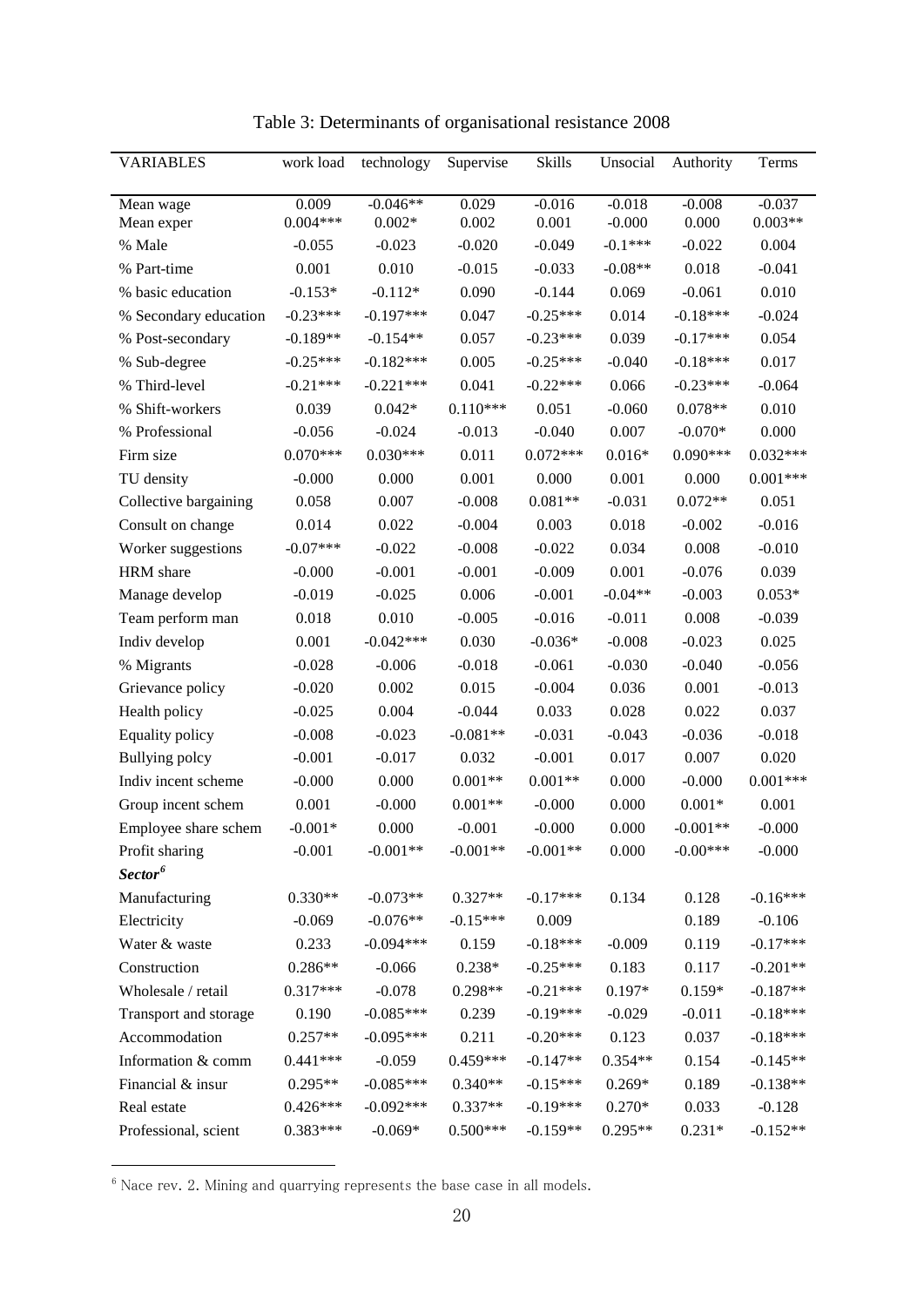Table 3: Determinants of organisational resistance 2008

| VARIABLES | work load | technology | Supervise | Skills | Unsocial | Authority | Terms |
|---|---|---|---|---|---|---|---|
| Mean wage | 0.009 | -0.046** | 0.029 | -0.016 | -0.018 | -0.008 | -0.037 |
| Mean exper | 0.004*** | 0.002* | 0.002 | 0.001 | -0.000 | 0.000 | 0.003** |
| % Male | -0.055 | -0.023 | -0.020 | -0.049 | -0.1*** | -0.022 | 0.004 |
| % Part-time | 0.001 | 0.010 | -0.015 | -0.033 | -0.08** | 0.018 | -0.041 |
| % basic education | -0.153* | -0.112* | 0.090 | -0.144 | 0.069 | -0.061 | 0.010 |
| % Secondary education | -0.23*** | -0.197*** | 0.047 | -0.25*** | 0.014 | -0.18*** | -0.024 |
| % Post-secondary | -0.189** | -0.154** | 0.057 | -0.23*** | 0.039 | -0.17*** | 0.054 |
| % Sub-degree | -0.25*** | -0.182*** | 0.005 | -0.25*** | -0.040 | -0.18*** | 0.017 |
| % Third-level | -0.21*** | -0.221*** | 0.041 | -0.22*** | 0.066 | -0.23*** | -0.064 |
| % Shift-workers | 0.039 | 0.042* | 0.110*** | 0.051 | -0.060 | 0.078** | 0.010 |
| % Professional | -0.056 | -0.024 | -0.013 | -0.040 | 0.007 | -0.070* | 0.000 |
| Firm size | 0.070*** | 0.030*** | 0.011 | 0.072*** | 0.016* | 0.090*** | 0.032*** |
| TU density | -0.000 | 0.000 | 0.001 | 0.000 | 0.001 | 0.000 | 0.001*** |
| Collective bargaining | 0.058 | 0.007 | -0.008 | 0.081** | -0.031 | 0.072** | 0.051 |
| Consult on change | 0.014 | 0.022 | -0.004 | 0.003 | 0.018 | -0.002 | -0.016 |
| Worker suggestions | -0.07*** | -0.022 | -0.008 | -0.022 | 0.034 | 0.008 | -0.010 |
| HRM share | -0.000 | -0.001 | -0.001 | -0.009 | 0.001 | -0.076 | 0.039 |
| Manage develop | -0.019 | -0.025 | 0.006 | -0.001 | -0.04** | -0.003 | 0.053* |
| Team perform man | 0.018 | 0.010 | -0.005 | -0.016 | -0.011 | 0.008 | -0.039 |
| Indiv develop | 0.001 | -0.042*** | 0.030 | -0.036* | -0.008 | -0.023 | 0.025 |
| % Migrants | -0.028 | -0.006 | -0.018 | -0.061 | -0.030 | -0.040 | -0.056 |
| Grievance policy | -0.020 | 0.002 | 0.015 | -0.004 | 0.036 | 0.001 | -0.013 |
| Health policy | -0.025 | 0.004 | -0.044 | 0.033 | 0.028 | 0.022 | 0.037 |
| Equality policy | -0.008 | -0.023 | -0.081** | -0.031 | -0.043 | -0.036 | -0.018 |
| Bullying polcy | -0.001 | -0.017 | 0.032 | -0.001 | 0.017 | 0.007 | 0.020 |
| Indiv incent scheme | -0.000 | 0.000 | 0.001** | 0.001** | 0.000 | -0.000 | 0.001*** |
| Group incent schem | 0.001 | -0.000 | 0.001** | -0.000 | 0.000 | 0.001* | 0.001 |
| Employee share schem | -0.001* | 0.000 | -0.001 | -0.000 | 0.000 | -0.001** | -0.000 |
| Profit sharing | -0.001 | -0.001** | -0.001** | -0.001** | 0.000 | -0.00*** | -0.000 |
| ***Sector***[6] | | | | | | | |
| Manufacturing | 0.330** | -0.073** | 0.327** | -0.17*** | 0.134 | 0.128 | -0.16*** |
| Electricity | -0.069 | -0.076** | -0.15*** | 0.009 | | 0.189 | -0.106 |
| Water & waste | 0.233 | -0.094*** | 0.159 | -0.18*** | -0.009 | 0.119 | -0.17*** |
| Construction | 0.286** | -0.066 | 0.238* | -0.25*** | 0.183 | 0.117 | -0.201** |
| Wholesale / retail | 0.317*** | -0.078 | 0.298** | -0.21*** | 0.197* | 0.159* | -0.187** |
| Transport and storage | 0.190 | -0.085*** | 0.239 | -0.19*** | -0.029 | -0.011 | -0.18*** |
| Accommodation | 0.257** | -0.095*** | 0.211 | -0.20*** | 0.123 | 0.037 | -0.18*** |
| Information & comm | 0.441*** | -0.059 | 0.459*** | -0.147** | 0.354** | 0.154 | -0.145** |
| Financial & insur | 0.295** | -0.085*** | 0.340** | -0.15*** | 0.269* | 0.189 | -0.138** |
| Real estate | 0.426*** | -0.092*** | 0.337** | -0.19*** | 0.270* | 0.033 | -0.128 |
| Professional, scient | 0.383*** | -0.069* | 0.500*** | -0.159** | 0.295** | 0.231* | -0.152** |

[6] Nace rev. 2. Mining and quarrying represents the base case in all models.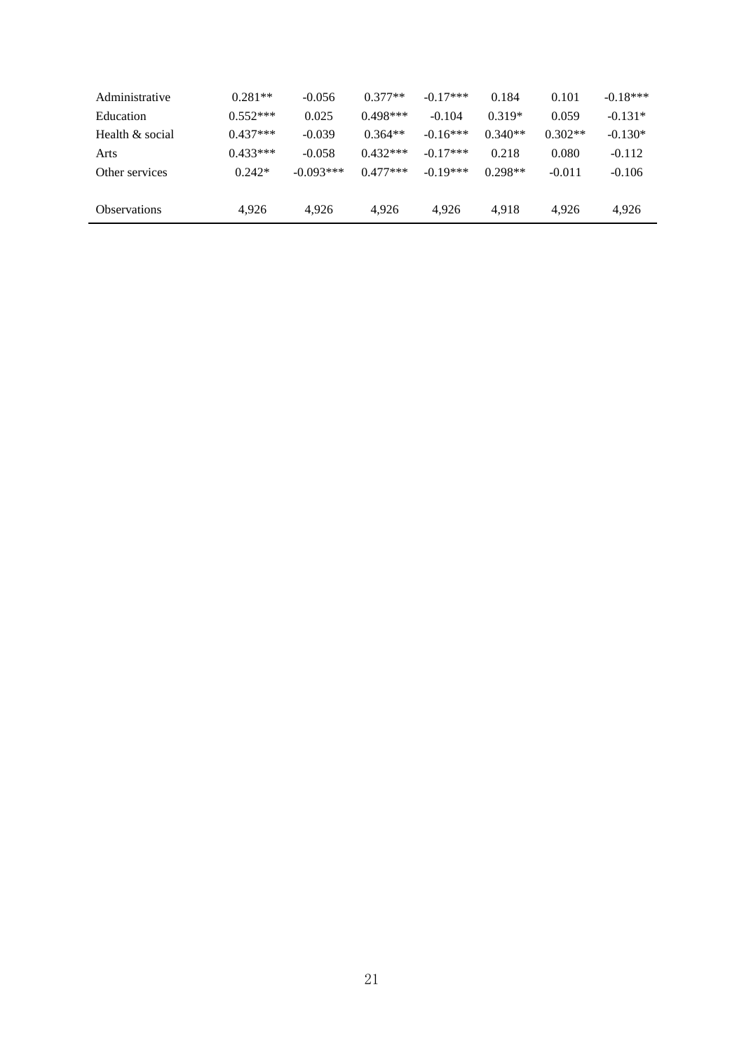| | | | | | | | |
|---|---|---|---|---|---|---|---|
| Administrative | 0.281** | -0.056 | 0.377** | -0.17*** | 0.184 | 0.101 | -0.18*** |
| Education | 0.552*** | 0.025 | 0.498*** | -0.104 | 0.319* | 0.059 | -0.131* |
| Health & social | 0.437*** | -0.039 | 0.364** | -0.16*** | 0.340** | 0.302** | -0.130* |
| Arts | 0.433*** | -0.058 | 0.432*** | -0.17*** | 0.218 | 0.080 | -0.112 |
| Other services | 0.242* | -0.093*** | 0.477*** | -0.19*** | 0.298** | -0.011 | -0.106 |
| | | | | | | | |
| Observations | 4,926 | 4,926 | 4,926 | 4,926 | 4,918 | 4,926 | 4,926 |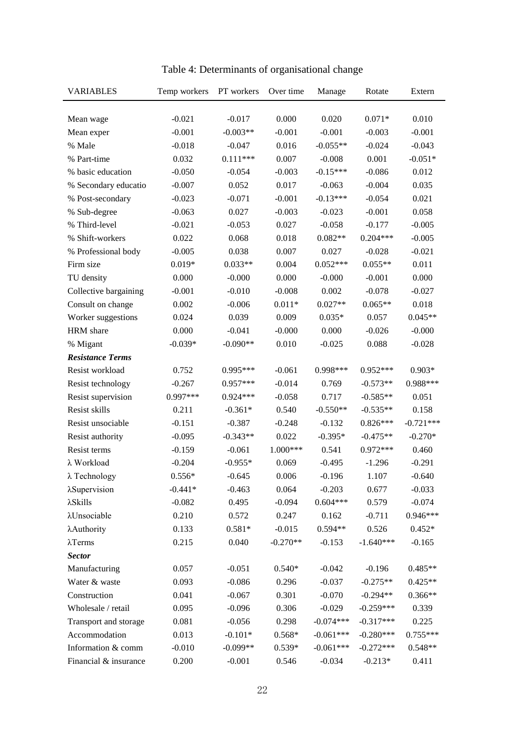Table 4: Determinants of organisational change

| VARIABLES | Temp workers | PT workers | Over time | Manage | Rotate | Extern |
|---|---|---|---|---|---|---|
| Mean wage | -0.021 | -0.017 | 0.000 | 0.020 | 0.071* | 0.010 |
| Mean exper | -0.001 | -0.003** | -0.001 | -0.001 | -0.003 | -0.001 |
| % Male | -0.018 | -0.047 | 0.016 | -0.055** | -0.024 | -0.043 |
| % Part-time | 0.032 | 0.111*** | 0.007 | -0.008 | 0.001 | -0.051* |
| % basic education | -0.050 | -0.054 | -0.003 | -0.15*** | -0.086 | 0.012 |
| % Secondary educatio | -0.007 | 0.052 | 0.017 | -0.063 | -0.004 | 0.035 |
| % Post-secondary | -0.023 | -0.071 | -0.001 | -0.13*** | -0.054 | 0.021 |
| % Sub-degree | -0.063 | 0.027 | -0.003 | -0.023 | -0.001 | 0.058 |
| % Third-level | -0.021 | -0.053 | 0.027 | -0.058 | -0.177 | -0.005 |
| % Shift-workers | 0.022 | 0.068 | 0.018 | 0.082** | 0.204*** | -0.005 |
| % Professional body | -0.005 | 0.038 | 0.007 | 0.027 | -0.028 | -0.021 |
| Firm size | 0.019* | 0.033** | 0.004 | 0.052*** | 0.055** | 0.011 |
| TU density | 0.000 | -0.000 | 0.000 | -0.000 | -0.001 | 0.000 |
| Collective bargaining | -0.001 | -0.010 | -0.008 | 0.002 | -0.078 | -0.027 |
| Consult on change | 0.002 | -0.006 | 0.011* | 0.027** | 0.065** | 0.018 |
| Worker suggestions | 0.024 | 0.039 | 0.009 | 0.035* | 0.057 | 0.045** |
| HRM share | 0.000 | -0.041 | -0.000 | 0.000 | -0.026 | -0.000 |
| % Migant | -0.039* | -0.090** | 0.010 | -0.025 | 0.088 | -0.028 |
| ***Resistance Terms*** | | | | | | |
| Resist workload | 0.752 | 0.995*** | -0.061 | 0.998*** | 0.952*** | 0.903* |
| Resist technology | -0.267 | 0.957*** | -0.014 | 0.769 | -0.573** | 0.988*** |
| Resist supervision | 0.997*** | 0.924*** | -0.058 | 0.717 | -0.585** | 0.051 |
| Resist skills | 0.211 | -0.361* | 0.540 | -0.550** | -0.535** | 0.158 |
| Resist unsociable | -0.151 | -0.387 | -0.248 | -0.132 | 0.826*** | -0.721*** |
| Resist authority | -0.095 | -0.343** | 0.022 | -0.395* | -0.475** | -0.270* |
| Resist terms | -0.159 | -0.061 | 1.000*** | 0.541 | 0.972*** | 0.460 |
| $\lambda$ Workload | -0.204 | -0.955* | 0.069 | -0.495 | -1.296 | -0.291 |
| $\lambda$ Technology | 0.556* | -0.645 | 0.006 | -0.196 | 1.107 | -0.640 |
| $\lambda$Supervision | -0.441* | -0.463 | 0.064 | -0.203 | 0.677 | -0.033 |
| $\lambda$Skills | -0.082 | 0.495 | -0.094 | 0.604*** | 0.579 | -0.074 |
| $\lambda$Unsociable | 0.210 | 0.572 | 0.247 | 0.162 | -0.711 | 0.946*** |
| $\lambda$Authority | 0.133 | 0.581* | -0.015 | 0.594** | 0.526 | 0.452* |
| $\lambda$Terms | 0.215 | 0.040 | -0.270** | -0.153 | -1.640*** | -0.165 |
| ***Sector*** | | | | | | |
| Manufacturing | 0.057 | -0.051 | 0.540* | -0.042 | -0.196 | 0.485** |
| Water & waste | 0.093 | -0.086 | 0.296 | -0.037 | -0.275** | 0.425** |
| Construction | 0.041 | -0.067 | 0.301 | -0.070 | -0.294** | 0.366** |
| Wholesale / retail | 0.095 | -0.096 | 0.306 | -0.029 | -0.259*** | 0.339 |
| Transport and storage | 0.081 | -0.056 | 0.298 | -0.074*** | -0.317*** | 0.225 |
| Accommodation | 0.013 | -0.101* | 0.568* | -0.061*** | -0.280*** | 0.755*** |
| Information & comm | -0.010 | -0.099** | 0.539* | -0.061*** | -0.272*** | 0.548** |
| Financial & insurance | 0.200 | -0.001 | 0.546 | -0.034 | -0.213* | 0.411 |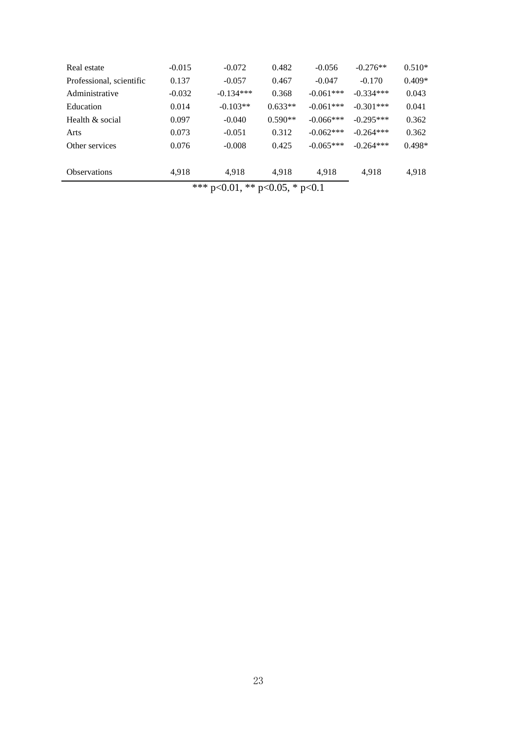| | | | | | | |
|---|---|---|---|---|---|---|
| Real estate | -0.015 | -0.072 | 0.482 | -0.056 | -0.276** | 0.510* |
| Professional, scientific | 0.137 | -0.057 | 0.467 | -0.047 | -0.170 | 0.409* |
| Administrative | -0.032 | -0.134*** | 0.368 | -0.061*** | -0.334*** | 0.043 |
| Education | 0.014 | -0.103** | 0.633** | -0.061*** | -0.301*** | 0.041 |
| Health & social | 0.097 | -0.040 | 0.590** | -0.066*** | -0.295*** | 0.362 |
| Arts | 0.073 | -0.051 | 0.312 | -0.062*** | -0.264*** | 0.362 |
| Other services | 0.076 | -0.008 | 0.425 | -0.065*** | -0.264*** | 0.498* |
| | | | | | | |
| Observations | 4,918 | 4,918 | 4,918 | 4,918 | 4,918 | 4,918 |

*** p<0.01, ** p<0.05, * p<0.1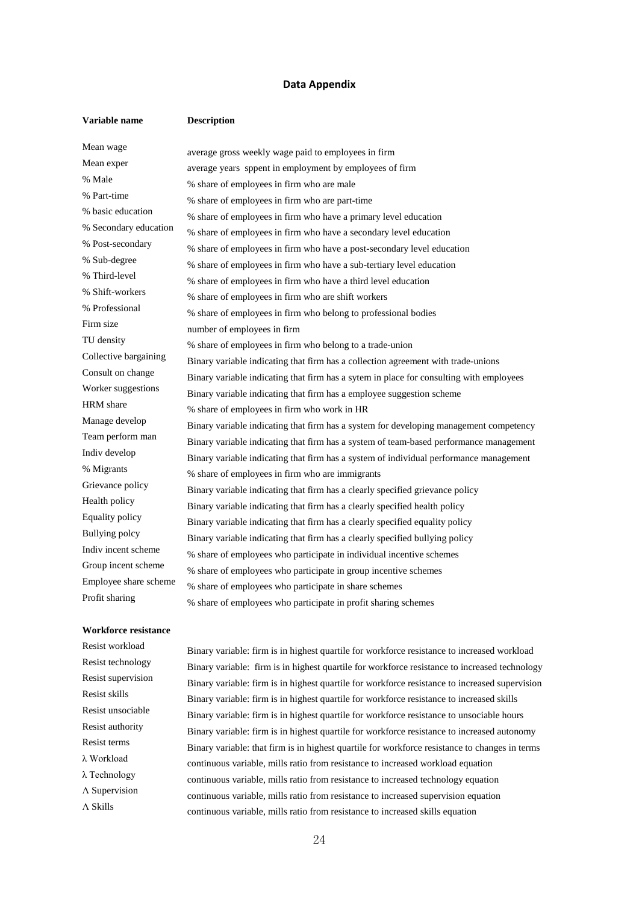## Data Appendix

| Variable name | Description |
|---|---|
| Mean wage | average gross weekly wage paid to employees in firm |
| Mean exper | average years sppent in employment by employees of firm |
| % Male | % share of employees in firm who are male |
| % Part-time | % share of employees in firm who are part-time |
| % basic education | % share of employees in firm who have a primary level education |
| % Secondary education | % share of employees in firm who have a secondary level education |
| % Post-secondary | % share of employees in firm who have a post-secondary level education |
| % Sub-degree | % share of employees in firm who have a sub-tertiary level education |
| % Third-level | % share of employees in firm who have a third level education |
| % Shift-workers | % share of employees in firm who are shift workers |
| % Professional | % share of employees in firm who belong to professional bodies |
| Firm size | number of employees in firm |
| TU density | % share of employees in firm who belong to a trade-union |
| Collective bargaining | Binary variable indicating that firm has a collection agreement with trade-unions |
| Consult on change | Binary variable indicating that firm has a sytem in place for consulting with employees |
| Worker suggestions | Binary variable indicating that firm has a employee suggestion scheme |
| HRM share | % share of employees in firm who work in HR |
| Manage develop | Binary variable indicating that firm has a system for developing management competency |
| Team perform man | Binary variable indicating that firm has a system of team-based performance management |
| Indiv develop | Binary variable indicating that firm has a system of individual performance management |
| % Migrants | % share of employees in firm who are immigrants |
| Grievance policy | Binary variable indicating that firm has a clearly specified grievance policy |
| Health policy | Binary variable indicating that firm has a clearly specified health policy |
| Equality policy | Binary variable indicating that firm has a clearly specified equality policy |
| Bullying polcy | Binary variable indicating that firm has a clearly specified bullying policy |
| Indiv incent scheme | % share of employees who participate in individual incentive schemes |
| Group incent scheme | % share of employees who participate in group incentive schemes |
| Employee share scheme | % share of employees who participate in share schemes |
| Profit sharing | % share of employees who participate in profit sharing schemes |

**Workforce resistance**

| Variable name | Description |
|---|---|
| Resist workload | Binary variable: firm is in highest quartile for workforce resistance to increased workload |
| Resist technology | Binary variable: firm is in highest quartile for workforce resistance to increased technology |
| Resist supervision | Binary variable: firm is in highest quartile for workforce resistance to increased supervision |
| Resist skills | Binary variable: firm is in highest quartile for workforce resistance to increased skills |
| Resist unsociable | Binary variable: firm is in highest quartile for workforce resistance to unsociable hours |
| Resist authority | Binary variable: firm is in highest quartile for workforce resistance to increased autonomy |
| Resist terms | Binary variable: that firm is in highest quartile for workforce resistance to changes in terms |
| λ Workload | continuous variable, mills ratio from resistance to increased workload equation |
| λ Technology | continuous variable, mills ratio from resistance to increased technology equation |
| Λ Supervision | continuous variable, mills ratio from resistance to increased supervision equation |
| Λ Skills | continuous variable, mills ratio from resistance to increased skills equation |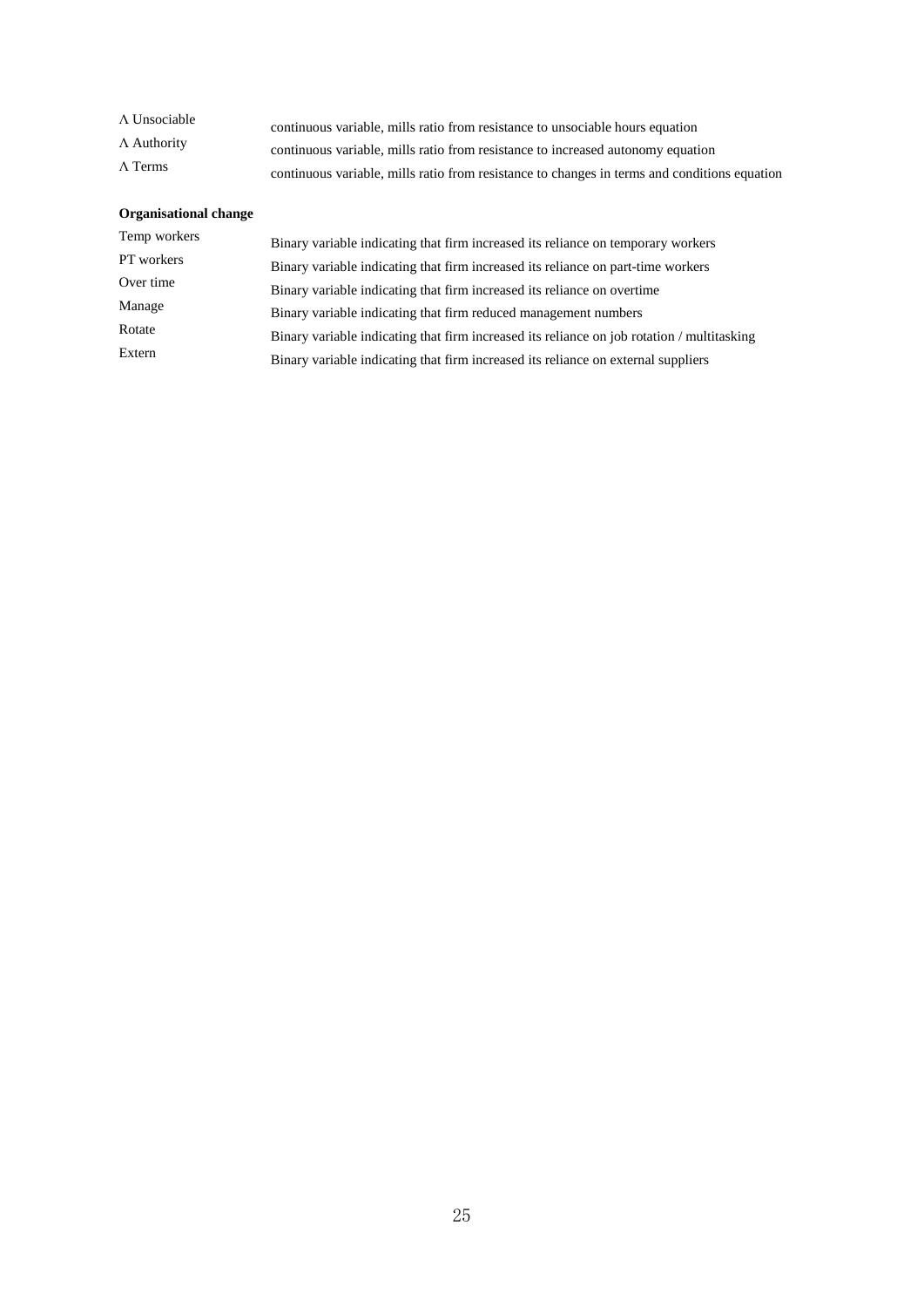| | |
|---|---|
| Λ Unsociable | continuous variable, mills ratio from resistance to unsociable hours equation |
| Λ Authority | continuous variable, mills ratio from resistance to increased autonomy equation |
| Λ Terms | continuous variable, mills ratio from resistance to changes in terms and conditions equation |
| **Organisational change** | |
| Temp workers | Binary variable indicating that firm increased its reliance on temporary workers |
| PT workers | Binary variable indicating that firm increased its reliance on part-time workers |
| Over time | Binary variable indicating that firm increased its reliance on overtime |
| Manage | Binary variable indicating that firm reduced management numbers |
| Rotate | Binary variable indicating that firm increased its reliance on job rotation / multitasking |
| Extern | Binary variable indicating that firm increased its reliance on external suppliers |